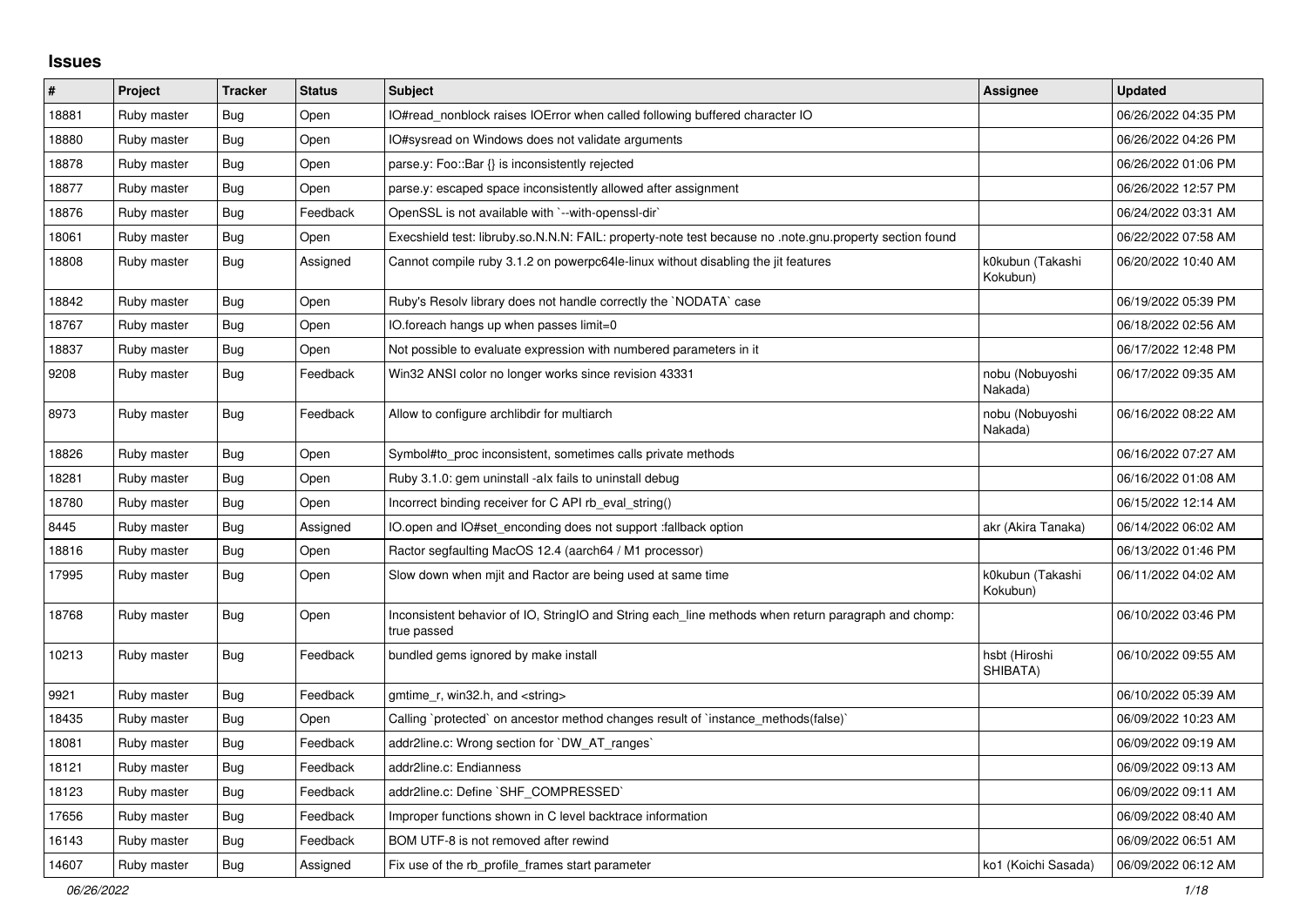## Issues

| # | Project | Tracker | Status | Subject | Assignee | Updated |
|---|---|---|---|---|---|---|
| 18881 | Ruby master | Bug | Open | IO#read_nonblock raises IOError when called following buffered character IO | | 06/26/2022 04:35 PM |
| 18880 | Ruby master | Bug | Open | IO#sysread on Windows does not validate arguments | | 06/26/2022 04:26 PM |
| 18878 | Ruby master | Bug | Open | parse.y: Foo::Bar {} is inconsistently rejected | | 06/26/2022 01:06 PM |
| 18877 | Ruby master | Bug | Open | parse.y: escaped space inconsistently allowed after assignment | | 06/26/2022 12:57 PM |
| 18876 | Ruby master | Bug | Feedback | OpenSSL is not available with `--with-openssl-dir` | | 06/24/2022 03:31 AM |
| 18061 | Ruby master | Bug | Open | Execshield test: libruby.so.N.N.N: FAIL: property-note test because no .note.gnu.property section found | | 06/22/2022 07:58 AM |
| 18808 | Ruby master | Bug | Assigned | Cannot compile ruby 3.1.2 on powerpc64le-linux without disabling the jit features | k0kubun (Takashi Kokubun) | 06/20/2022 10:40 AM |
| 18842 | Ruby master | Bug | Open | Ruby's Resolv library does not handle correctly the `NODATA` case | | 06/19/2022 05:39 PM |
| 18767 | Ruby master | Bug | Open | IO.foreach hangs up when passes limit=0 | | 06/18/2022 02:56 AM |
| 18837 | Ruby master | Bug | Open | Not possible to evaluate expression with numbered parameters in it | | 06/17/2022 12:48 PM |
| 9208 | Ruby master | Bug | Feedback | Win32 ANSI color no longer works since revision 43331 | nobu (Nobuyoshi Nakada) | 06/17/2022 09:35 AM |
| 8973 | Ruby master | Bug | Feedback | Allow to configure archlibdir for multiarch | nobu (Nobuyoshi Nakada) | 06/16/2022 08:22 AM |
| 18826 | Ruby master | Bug | Open | Symbol#to_proc inconsistent, sometimes calls private methods | | 06/16/2022 07:27 AM |
| 18281 | Ruby master | Bug | Open | Ruby 3.1.0: gem uninstall -alx fails to uninstall debug | | 06/16/2022 01:08 AM |
| 18780 | Ruby master | Bug | Open | Incorrect binding receiver for C API rb_eval_string() | | 06/15/2022 12:14 AM |
| 8445 | Ruby master | Bug | Assigned | IO.open and IO#set_enconding does not support :fallback option | akr (Akira Tanaka) | 06/14/2022 06:02 AM |
| 18816 | Ruby master | Bug | Open | Ractor segfaulting MacOS 12.4 (aarch64 / M1 processor) | | 06/13/2022 01:46 PM |
| 17995 | Ruby master | Bug | Open | Slow down when mjit and Ractor are being used at same time | k0kubun (Takashi Kokubun) | 06/11/2022 04:02 AM |
| 18768 | Ruby master | Bug | Open | Inconsistent behavior of IO, StringIO and String each_line methods when return paragraph and chomp: true passed | | 06/10/2022 03:46 PM |
| 10213 | Ruby master | Bug | Feedback | bundled gems ignored by make install | hsbt (Hiroshi SHIBATA) | 06/10/2022 09:55 AM |
| 9921 | Ruby master | Bug | Feedback | gmtime_r, win32.h, and <string> | | 06/10/2022 05:39 AM |
| 18435 | Ruby master | Bug | Open | Calling `protected` on ancestor method changes result of `instance_methods(false)` | | 06/09/2022 10:23 AM |
| 18081 | Ruby master | Bug | Feedback | addr2line.c: Wrong section for `DW_AT_ranges` | | 06/09/2022 09:19 AM |
| 18121 | Ruby master | Bug | Feedback | addr2line.c: Endianness | | 06/09/2022 09:13 AM |
| 18123 | Ruby master | Bug | Feedback | addr2line.c: Define `SHF_COMPRESSED` | | 06/09/2022 09:11 AM |
| 17656 | Ruby master | Bug | Feedback | Improper functions shown in C level backtrace information | | 06/09/2022 08:40 AM |
| 16143 | Ruby master | Bug | Feedback | BOM UTF-8 is not removed after rewind | | 06/09/2022 06:51 AM |
| 14607 | Ruby master | Bug | Assigned | Fix use of the rb_profile_frames start parameter | ko1 (Koichi Sasada) | 06/09/2022 06:12 AM |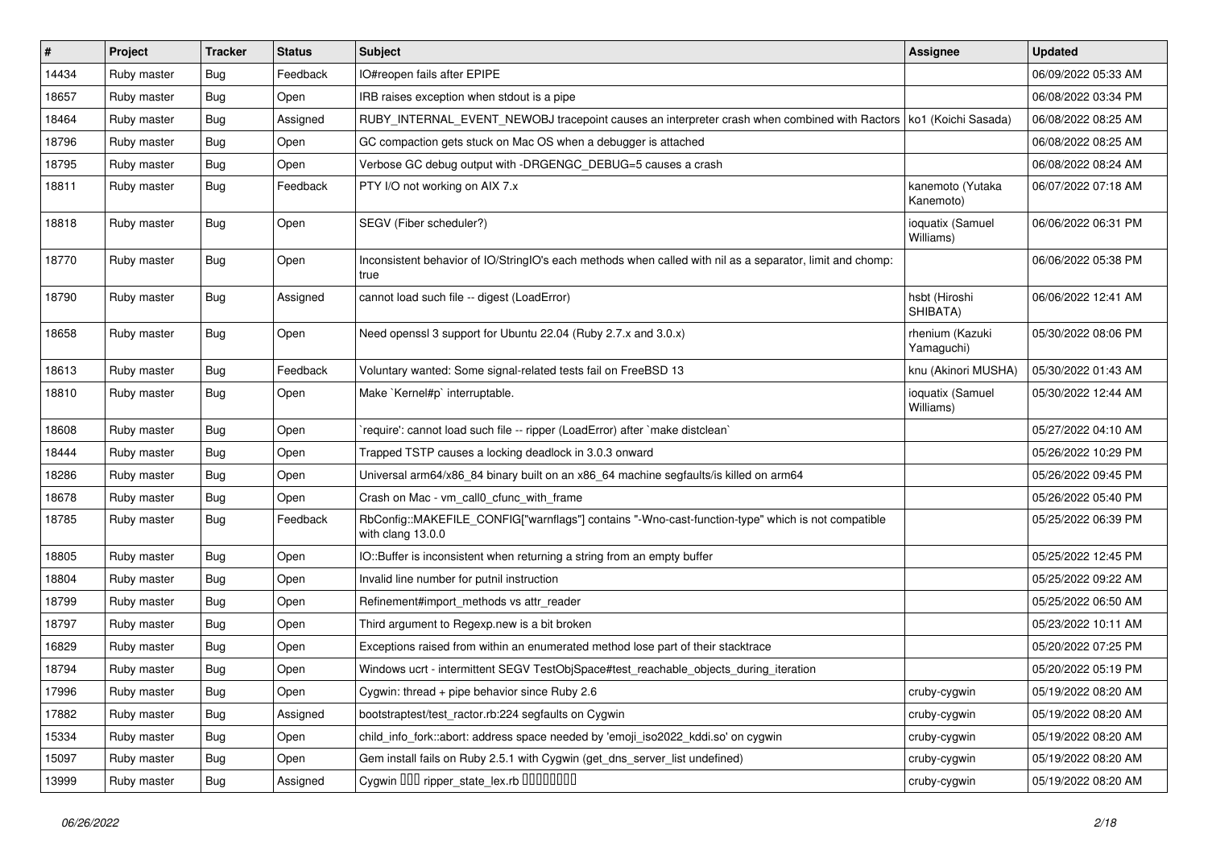| # | Project | Tracker | Status | Subject | Assignee | Updated |
|---|---|---|---|---|---|---|
| 14434 | Ruby master | Bug | Feedback | IO#reopen fails after EPIPE | | 06/09/2022 05:33 AM |
| 18657 | Ruby master | Bug | Open | IRB raises exception when stdout is a pipe | | 06/08/2022 03:34 PM |
| 18464 | Ruby master | Bug | Assigned | RUBY_INTERNAL_EVENT_NEWOBJ tracepoint causes an interpreter crash when combined with Ractors | ko1 (Koichi Sasada) | 06/08/2022 08:25 AM |
| 18796 | Ruby master | Bug | Open | GC compaction gets stuck on Mac OS when a debugger is attached | | 06/08/2022 08:25 AM |
| 18795 | Ruby master | Bug | Open | Verbose GC debug output with -DRGENGC_DEBUG=5 causes a crash | | 06/08/2022 08:24 AM |
| 18811 | Ruby master | Bug | Feedback | PTY I/O not working on AIX 7.x | kanemoto (Yutaka Kanemoto) | 06/07/2022 07:18 AM |
| 18818 | Ruby master | Bug | Open | SEGV (Fiber scheduler?) | ioquatix (Samuel Williams) | 06/06/2022 06:31 PM |
| 18770 | Ruby master | Bug | Open | Inconsistent behavior of IO/StringIO's each methods when called with nil as a separator, limit and chomp: true | | 06/06/2022 05:38 PM |
| 18790 | Ruby master | Bug | Assigned | cannot load such file -- digest (LoadError) | hsbt (Hiroshi SHIBATA) | 06/06/2022 12:41 AM |
| 18658 | Ruby master | Bug | Open | Need openssl 3 support for Ubuntu 22.04 (Ruby 2.7.x and 3.0.x) | rhenium (Kazuki Yamaguchi) | 05/30/2022 08:06 PM |
| 18613 | Ruby master | Bug | Feedback | Voluntary wanted: Some signal-related tests fail on FreeBSD 13 | knu (Akinori MUSHA) | 05/30/2022 01:43 AM |
| 18810 | Ruby master | Bug | Open | Make `Kernel#p` interruptable. | ioquatix (Samuel Williams) | 05/30/2022 12:44 AM |
| 18608 | Ruby master | Bug | Open | `require': cannot load such file -- ripper (LoadError) after `make distclean` | | 05/27/2022 04:10 AM |
| 18444 | Ruby master | Bug | Open | Trapped TSTP causes a locking deadlock in 3.0.3 onward | | 05/26/2022 10:29 PM |
| 18286 | Ruby master | Bug | Open | Universal arm64/x86_84 binary built on an x86_64 machine segfaults/is killed on arm64 | | 05/26/2022 09:45 PM |
| 18678 | Ruby master | Bug | Open | Crash on Mac - vm_call0_cfunc_with_frame | | 05/26/2022 05:40 PM |
| 18785 | Ruby master | Bug | Feedback | RbConfig::MAKEFILE_CONFIG["warnflags"] contains "-Wno-cast-function-type" which is not compatible with clang 13.0.0 | | 05/25/2022 06:39 PM |
| 18805 | Ruby master | Bug | Open | IO::Buffer is inconsistent when returning a string from an empty buffer | | 05/25/2022 12:45 PM |
| 18804 | Ruby master | Bug | Open | Invalid line number for putnil instruction | | 05/25/2022 09:22 AM |
| 18799 | Ruby master | Bug | Open | Refinement#import_methods vs attr_reader | | 05/25/2022 06:50 AM |
| 18797 | Ruby master | Bug | Open | Third argument to Regexp.new is a bit broken | | 05/23/2022 10:11 AM |
| 16829 | Ruby master | Bug | Open | Exceptions raised from within an enumerated method lose part of their stacktrace | | 05/20/2022 07:25 PM |
| 18794 | Ruby master | Bug | Open | Windows ucrt - intermittent SEGV TestObjSpace#test_reachable_objects_during_iteration | | 05/20/2022 05:19 PM |
| 17996 | Ruby master | Bug | Open | Cygwin: thread + pipe behavior since Ruby 2.6 | cruby-cygwin | 05/19/2022 08:20 AM |
| 17882 | Ruby master | Bug | Assigned | bootstraptest/test_ractor.rb:224 segfaults on Cygwin | cruby-cygwin | 05/19/2022 08:20 AM |
| 15334 | Ruby master | Bug | Open | child_info_fork::abort: address space needed by 'emoji_iso2022_kddi.so' on cygwin | cruby-cygwin | 05/19/2022 08:20 AM |
| 15097 | Ruby master | Bug | Open | Gem install fails on Ruby 2.5.1 with Cygwin (get_dns_server_list undefined) | cruby-cygwin | 05/19/2022 08:20 AM |
| 13999 | Ruby master | Bug | Assigned | Cygwin ��� ripper_state_lex.rb ���������� | cruby-cygwin | 05/19/2022 08:20 AM |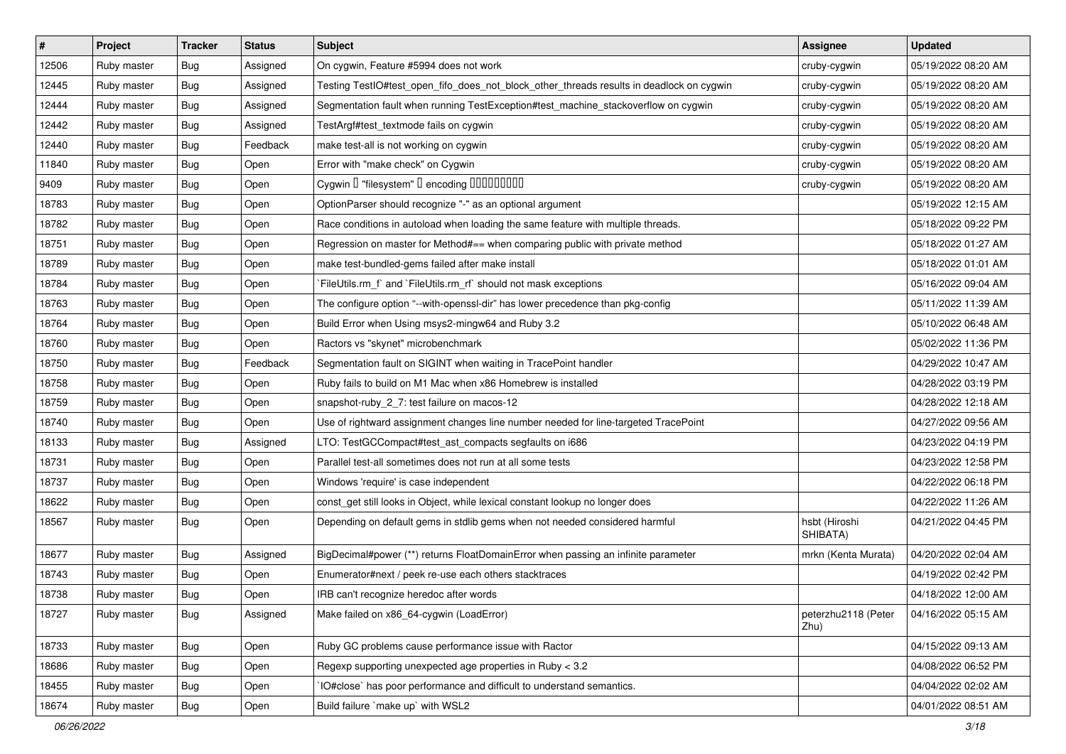| # | Project | Tracker | Status | Subject | Assignee | Updated |
|---|---|---|---|---|---|---|
| 12506 | Ruby master | Bug | Assigned | On cygwin, Feature #5994 does not work | cruby-cygwin | 05/19/2022 08:20 AM |
| 12445 | Ruby master | Bug | Assigned | Testing TestIO#test_open_fifo_does_not_block_other_threads results in deadlock on cygwin | cruby-cygwin | 05/19/2022 08:20 AM |
| 12444 | Ruby master | Bug | Assigned | Segmentation fault when running TestException#test_machine_stackoverflow on cygwin | cruby-cygwin | 05/19/2022 08:20 AM |
| 12442 | Ruby master | Bug | Assigned | TestArgf#test_textmode fails on cygwin | cruby-cygwin | 05/19/2022 08:20 AM |
| 12440 | Ruby master | Bug | Feedback | make test-all is not working on cygwin | cruby-cygwin | 05/19/2022 08:20 AM |
| 11840 | Ruby master | Bug | Open | Error with "make check" on Cygwin | cruby-cygwin | 05/19/2022 08:20 AM |
| 9409 | Ruby master | Bug | Open | Cygwin � "filesystem" � encoding ���������� | cruby-cygwin | 05/19/2022 08:20 AM |
| 18783 | Ruby master | Bug | Open | OptionParser should recognize "-" as an optional argument | | 05/19/2022 12:15 AM |
| 18782 | Ruby master | Bug | Open | Race conditions in autoload when loading the same feature with multiple threads. | | 05/18/2022 09:22 PM |
| 18751 | Ruby master | Bug | Open | Regression on master for Method#== when comparing public with private method | | 05/18/2022 01:27 AM |
| 18789 | Ruby master | Bug | Open | make test-bundled-gems failed after make install | | 05/18/2022 01:01 AM |
| 18784 | Ruby master | Bug | Open | `FileUtils.rm_f` and `FileUtils.rm_rf` should not mask exceptions | | 05/16/2022 09:04 AM |
| 18763 | Ruby master | Bug | Open | The configure option "--with-openssl-dir" has lower precedence than pkg-config | | 05/11/2022 11:39 AM |
| 18764 | Ruby master | Bug | Open | Build Error when Using msys2-mingw64 and Ruby 3.2 | | 05/10/2022 06:48 AM |
| 18760 | Ruby master | Bug | Open | Ractors vs "skynet" microbenchmark | | 05/02/2022 11:36 PM |
| 18750 | Ruby master | Bug | Feedback | Segmentation fault on SIGINT when waiting in TracePoint handler | | 04/29/2022 10:47 AM |
| 18758 | Ruby master | Bug | Open | Ruby fails to build on M1 Mac when x86 Homebrew is installed | | 04/28/2022 03:19 PM |
| 18759 | Ruby master | Bug | Open | snapshot-ruby_2_7: test failure on macos-12 | | 04/28/2022 12:18 AM |
| 18740 | Ruby master | Bug | Open | Use of rightward assignment changes line number needed for line-targeted TracePoint | | 04/27/2022 09:56 AM |
| 18133 | Ruby master | Bug | Assigned | LTO: TestGCCompact#test_ast_compacts segfaults on i686 | | 04/23/2022 04:19 PM |
| 18731 | Ruby master | Bug | Open | Parallel test-all sometimes does not run at all some tests | | 04/23/2022 12:58 PM |
| 18737 | Ruby master | Bug | Open | Windows 'require' is case independent | | 04/22/2022 06:18 PM |
| 18622 | Ruby master | Bug | Open | const_get still looks in Object, while lexical constant lookup no longer does | | 04/22/2022 11:26 AM |
| 18567 | Ruby master | Bug | Open | Depending on default gems in stdlib gems when not needed considered harmful | hsbt (Hiroshi SHIBATA) | 04/21/2022 04:45 PM |
| 18677 | Ruby master | Bug | Assigned | BigDecimal#power (**) returns FloatDomainError when passing an infinite parameter | mrkn (Kenta Murata) | 04/20/2022 02:04 AM |
| 18743 | Ruby master | Bug | Open | Enumerator#next / peek re-use each others stacktraces | | 04/19/2022 02:42 PM |
| 18738 | Ruby master | Bug | Open | IRB can't recognize heredoc after words | | 04/18/2022 12:00 AM |
| 18727 | Ruby master | Bug | Assigned | Make failed on x86_64-cygwin (LoadError) | peterzhu2118 (Peter Zhu) | 04/16/2022 05:15 AM |
| 18733 | Ruby master | Bug | Open | Ruby GC problems cause performance issue with Ractor | | 04/15/2022 09:13 AM |
| 18686 | Ruby master | Bug | Open | Regexp supporting unexpected age properties in Ruby < 3.2 | | 04/08/2022 06:52 PM |
| 18455 | Ruby master | Bug | Open | `IO#close` has poor performance and difficult to understand semantics. | | 04/04/2022 02:02 AM |
| 18674 | Ruby master | Bug | Open | Build failure `make up` with WSL2 | | 04/01/2022 08:51 AM |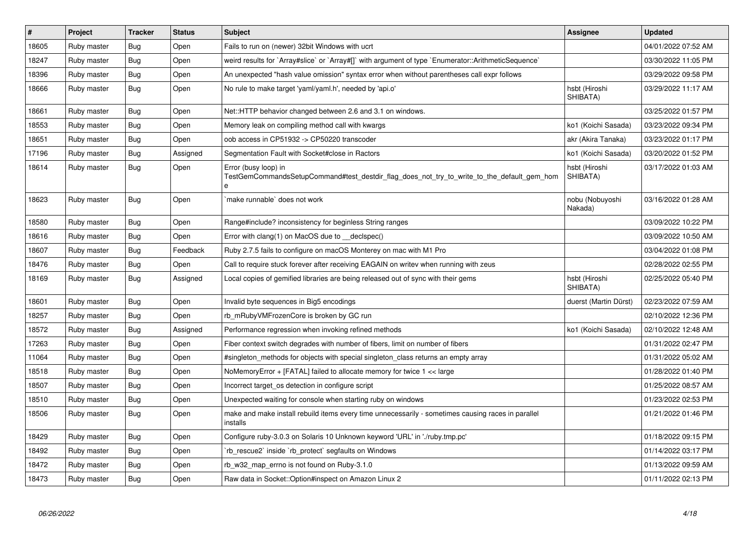| # | Project | Tracker | Status | Subject | Assignee | Updated |
|---|---|---|---|---|---|---|
| 18605 | Ruby master | Bug | Open | Fails to run on (newer) 32bit Windows with ucrt | | 04/01/2022 07:52 AM |
| 18247 | Ruby master | Bug | Open | weird results for `Array#slice` or `Array#[]` with argument of type `Enumerator::ArithmeticSequence` | | 03/30/2022 11:05 PM |
| 18396 | Ruby master | Bug | Open | An unexpected "hash value omission" syntax error when without parentheses call expr follows | | 03/29/2022 09:58 PM |
| 18666 | Ruby master | Bug | Open | No rule to make target 'yaml/yaml.h', needed by 'api.o' | hsbt (Hiroshi SHIBATA) | 03/29/2022 11:17 AM |
| 18661 | Ruby master | Bug | Open | Net::HTTP behavior changed between 2.6 and 3.1 on windows. | | 03/25/2022 01:57 PM |
| 18553 | Ruby master | Bug | Open | Memory leak on compiling method call with kwargs | ko1 (Koichi Sasada) | 03/23/2022 09:34 PM |
| 18651 | Ruby master | Bug | Open | oob access in CP51932 -> CP50220 transcoder | akr (Akira Tanaka) | 03/23/2022 01:17 PM |
| 17196 | Ruby master | Bug | Assigned | Segmentation Fault with Socket#close in Ractors | ko1 (Koichi Sasada) | 03/20/2022 01:52 PM |
| 18614 | Ruby master | Bug | Open | Error (busy loop) in TestGemCommandsSetupCommand#test_destdir_flag_does_not_try_to_write_to_the_default_gem_home | hsbt (Hiroshi SHIBATA) | 03/17/2022 01:03 AM |
| 18623 | Ruby master | Bug | Open | `make runnable` does not work | nobu (Nobuyoshi Nakada) | 03/16/2022 01:28 AM |
| 18580 | Ruby master | Bug | Open | Range#include? inconsistency for beginless String ranges | | 03/09/2022 10:22 PM |
| 18616 | Ruby master | Bug | Open | Error with clang(1) on MacOS due to __declspec() | | 03/09/2022 10:50 AM |
| 18607 | Ruby master | Bug | Feedback | Ruby 2.7.5 fails to configure on macOS Monterey on mac with M1 Pro | | 03/04/2022 01:08 PM |
| 18476 | Ruby master | Bug | Open | Call to require stuck forever after receiving EAGAIN on writev when running with zeus | | 02/28/2022 02:55 PM |
| 18169 | Ruby master | Bug | Assigned | Local copies of gemified libraries are being released out of sync with their gems | hsbt (Hiroshi SHIBATA) | 02/25/2022 05:40 PM |
| 18601 | Ruby master | Bug | Open | Invalid byte sequences in Big5 encodings | duerst (Martin Dürst) | 02/23/2022 07:59 AM |
| 18257 | Ruby master | Bug | Open | rb_mRubyVMFrozenCore is broken by GC run | | 02/10/2022 12:36 PM |
| 18572 | Ruby master | Bug | Assigned | Performance regression when invoking refined methods | ko1 (Koichi Sasada) | 02/10/2022 12:48 AM |
| 17263 | Ruby master | Bug | Open | Fiber context switch degrades with number of fibers, limit on number of fibers | | 01/31/2022 02:47 PM |
| 11064 | Ruby master | Bug | Open | #singleton_methods for objects with special singleton_class returns an empty array | | 01/31/2022 05:02 AM |
| 18518 | Ruby master | Bug | Open | NoMemoryError + [FATAL] failed to allocate memory for twice 1 << large | | 01/28/2022 01:40 PM |
| 18507 | Ruby master | Bug | Open | Incorrect target_os detection in configure script | | 01/25/2022 08:57 AM |
| 18510 | Ruby master | Bug | Open | Unexpected waiting for console when starting ruby on windows | | 01/23/2022 02:53 PM |
| 18506 | Ruby master | Bug | Open | make and make install rebuild items every time unnecessarily - sometimes causing races in parallel installs | | 01/21/2022 01:46 PM |
| 18429 | Ruby master | Bug | Open | Configure ruby-3.0.3 on Solaris 10 Unknown keyword 'URL' in './ruby.tmp.pc' | | 01/18/2022 09:15 PM |
| 18492 | Ruby master | Bug | Open | `rb_rescue2` inside `rb_protect` segfaults on Windows | | 01/14/2022 03:17 PM |
| 18472 | Ruby master | Bug | Open | rb_w32_map_errno is not found on Ruby-3.1.0 | | 01/13/2022 09:59 AM |
| 18473 | Ruby master | Bug | Open | Raw data in Socket::Option#inspect on Amazon Linux 2 | | 01/11/2022 02:13 PM |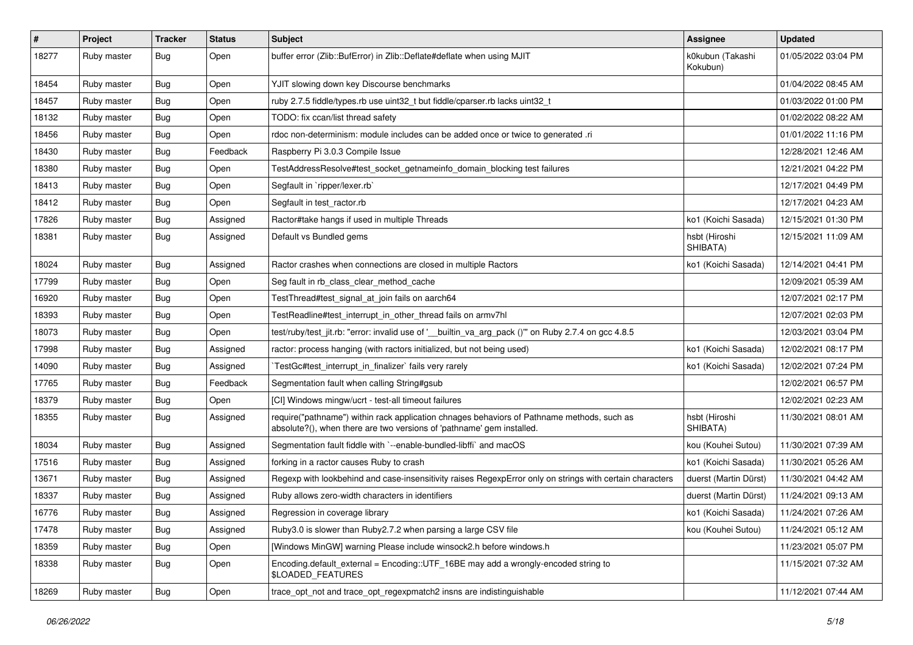| # | Project | Tracker | Status | Subject | Assignee | Updated |
|---|---|---|---|---|---|---|
| 18277 | Ruby master | Bug | Open | buffer error (Zlib::BufError) in Zlib::Deflate#deflate when using MJIT | k0kubun (Takashi Kokubun) | 01/05/2022 03:04 PM |
| 18454 | Ruby master | Bug | Open | YJIT slowing down key Discourse benchmarks | | 01/04/2022 08:45 AM |
| 18457 | Ruby master | Bug | Open | ruby 2.7.5 fiddle/types.rb use uint32_t but fiddle/cparser.rb lacks uint32_t | | 01/03/2022 01:00 PM |
| 18132 | Ruby master | Bug | Open | TODO: fix ccan/list thread safety | | 01/02/2022 08:22 AM |
| 18456 | Ruby master | Bug | Open | rdoc non-determinism: module includes can be added once or twice to generated .ri | | 01/01/2022 11:16 PM |
| 18430 | Ruby master | Bug | Feedback | Raspberry Pi 3.0.3 Compile Issue | | 12/28/2021 12:46 AM |
| 18380 | Ruby master | Bug | Open | TestAddressResolve#test_socket_getnameinfo_domain_blocking test failures | | 12/21/2021 04:22 PM |
| 18413 | Ruby master | Bug | Open | Segfault in `ripper/lexer.rb` | | 12/17/2021 04:49 PM |
| 18412 | Ruby master | Bug | Open | Segfault in test_ractor.rb | | 12/17/2021 04:23 AM |
| 17826 | Ruby master | Bug | Assigned | Ractor#take hangs if used in multiple Threads | ko1 (Koichi Sasada) | 12/15/2021 01:30 PM |
| 18381 | Ruby master | Bug | Assigned | Default vs Bundled gems | hsbt (Hiroshi SHIBATA) | 12/15/2021 11:09 AM |
| 18024 | Ruby master | Bug | Assigned | Ractor crashes when connections are closed in multiple Ractors | ko1 (Koichi Sasada) | 12/14/2021 04:41 PM |
| 17799 | Ruby master | Bug | Open | Seg fault in rb_class_clear_method_cache | | 12/09/2021 05:39 AM |
| 16920 | Ruby master | Bug | Open | TestThread#test_signal_at_join fails on aarch64 | | 12/07/2021 02:17 PM |
| 18393 | Ruby master | Bug | Open | TestReadline#test_interrupt_in_other_thread fails on armv7hl | | 12/07/2021 02:03 PM |
| 18073 | Ruby master | Bug | Open | test/ruby/test_jit.rb: "error: invalid use of '__builtin_va_arg_pack ()'" on Ruby 2.7.4 on gcc 4.8.5 | | 12/03/2021 03:04 PM |
| 17998 | Ruby master | Bug | Assigned | ractor: process hanging (with ractors initialized, but not being used) | ko1 (Koichi Sasada) | 12/02/2021 08:17 PM |
| 14090 | Ruby master | Bug | Assigned | `TestGc#test_interrupt_in_finalizer` fails very rarely | ko1 (Koichi Sasada) | 12/02/2021 07:24 PM |
| 17765 | Ruby master | Bug | Feedback | Segmentation fault when calling String#gsub | | 12/02/2021 06:57 PM |
| 18379 | Ruby master | Bug | Open | [CI] Windows mingw/ucrt - test-all timeout failures | | 12/02/2021 02:23 AM |
| 18355 | Ruby master | Bug | Assigned | require("pathname") within rack application chnages behaviors of Pathname methods, such as absolute?(), when there are two versions of 'pathname' gem installed. | hsbt (Hiroshi SHIBATA) | 11/30/2021 08:01 AM |
| 18034 | Ruby master | Bug | Assigned | Segmentation fault fiddle with `--enable-bundled-libffi` and macOS | kou (Kouhei Sutou) | 11/30/2021 07:39 AM |
| 17516 | Ruby master | Bug | Assigned | forking in a ractor causes Ruby to crash | ko1 (Koichi Sasada) | 11/30/2021 05:26 AM |
| 13671 | Ruby master | Bug | Assigned | Regexp with lookbehind and case-insensitivity raises RegexpError only on strings with certain characters | duerst (Martin Dürst) | 11/30/2021 04:42 AM |
| 18337 | Ruby master | Bug | Assigned | Ruby allows zero-width characters in identifiers | duerst (Martin Dürst) | 11/24/2021 09:13 AM |
| 16776 | Ruby master | Bug | Assigned | Regression in coverage library | ko1 (Koichi Sasada) | 11/24/2021 07:26 AM |
| 17478 | Ruby master | Bug | Assigned | Ruby3.0 is slower than Ruby2.7.2 when parsing a large CSV file | kou (Kouhei Sutou) | 11/24/2021 05:12 AM |
| 18359 | Ruby master | Bug | Open | [Windows MinGW] warning Please include winsock2.h before windows.h | | 11/23/2021 05:07 PM |
| 18338 | Ruby master | Bug | Open | Encoding.default_external = Encoding::UTF_16BE may add a wrongly-encoded string to $LOADED_FEATURES | | 11/15/2021 07:32 AM |
| 18269 | Ruby master | Bug | Open | trace_opt_not and trace_opt_regexpmatch2 insns are indistinguishable | | 11/12/2021 07:44 AM |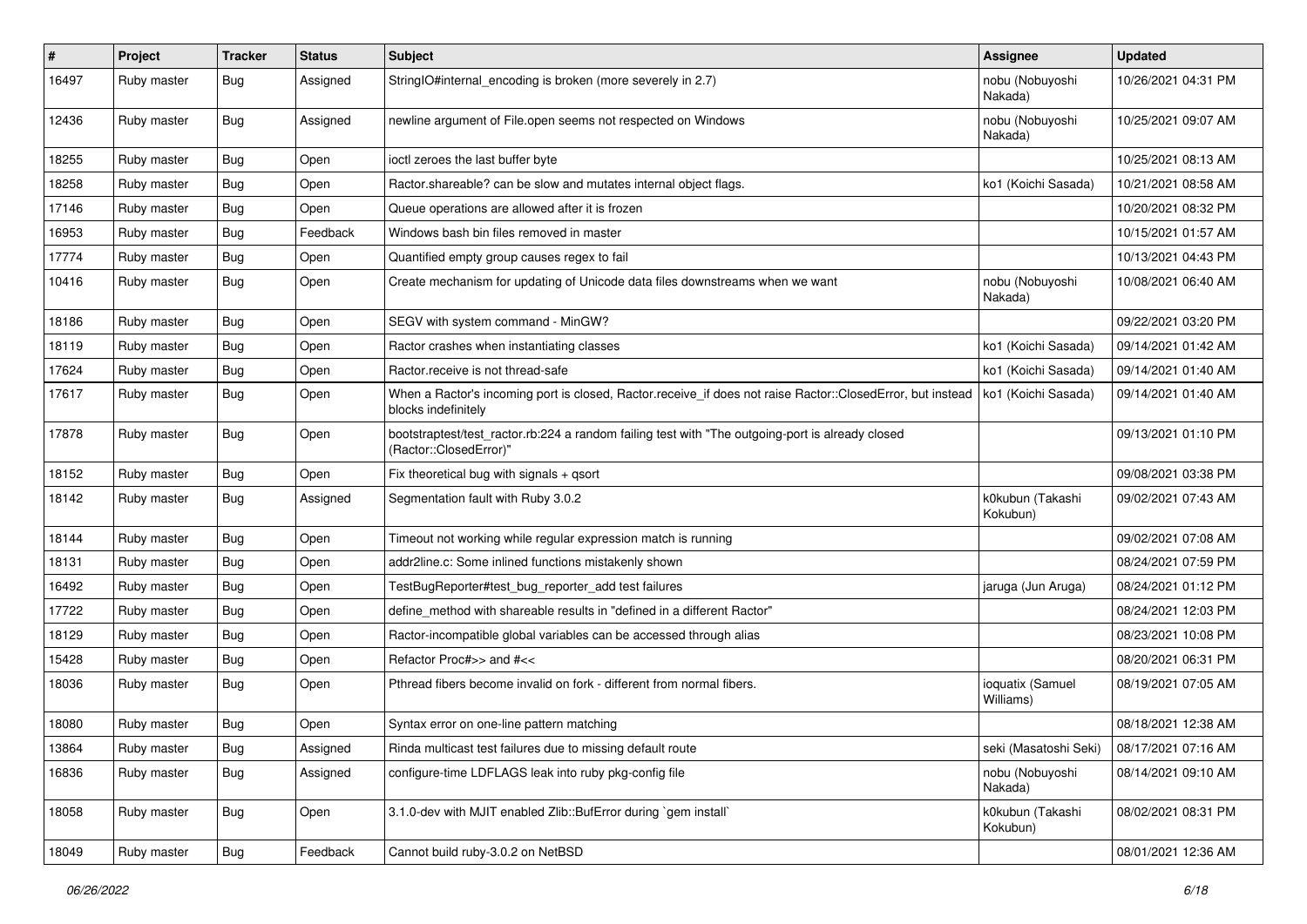| # | Project | Tracker | Status | Subject | Assignee | Updated |
|---|---|---|---|---|---|---|
| 16497 | Ruby master | Bug | Assigned | StringIO#internal_encoding is broken (more severely in 2.7) | nobu (Nobuyoshi Nakada) | 10/26/2021 04:31 PM |
| 12436 | Ruby master | Bug | Assigned | newline argument of File.open seems not respected on Windows | nobu (Nobuyoshi Nakada) | 10/25/2021 09:07 AM |
| 18255 | Ruby master | Bug | Open | ioctl zeroes the last buffer byte | | 10/25/2021 08:13 AM |
| 18258 | Ruby master | Bug | Open | Ractor.shareable? can be slow and mutates internal object flags. | ko1 (Koichi Sasada) | 10/21/2021 08:58 AM |
| 17146 | Ruby master | Bug | Open | Queue operations are allowed after it is frozen | | 10/20/2021 08:32 PM |
| 16953 | Ruby master | Bug | Feedback | Windows bash bin files removed in master | | 10/15/2021 01:57 AM |
| 17774 | Ruby master | Bug | Open | Quantified empty group causes regex to fail | | 10/13/2021 04:43 PM |
| 10416 | Ruby master | Bug | Open | Create mechanism for updating of Unicode data files downstreams when we want | nobu (Nobuyoshi Nakada) | 10/08/2021 06:40 AM |
| 18186 | Ruby master | Bug | Open | SEGV with system command - MinGW? | | 09/22/2021 03:20 PM |
| 18119 | Ruby master | Bug | Open | Ractor crashes when instantiating classes | ko1 (Koichi Sasada) | 09/14/2021 01:42 AM |
| 17624 | Ruby master | Bug | Open | Ractor.receive is not thread-safe | ko1 (Koichi Sasada) | 09/14/2021 01:40 AM |
| 17617 | Ruby master | Bug | Open | When a Ractor's incoming port is closed, Ractor.receive_if does not raise Ractor::ClosedError, but instead blocks indefinitely | ko1 (Koichi Sasada) | 09/14/2021 01:40 AM |
| 17878 | Ruby master | Bug | Open | bootstraptest/test_ractor.rb:224 a random failing test with "The outgoing-port is already closed (Ractor::ClosedError)" | | 09/13/2021 01:10 PM |
| 18152 | Ruby master | Bug | Open | Fix theoretical bug with signals + qsort | | 09/08/2021 03:38 PM |
| 18142 | Ruby master | Bug | Assigned | Segmentation fault with Ruby 3.0.2 | k0kubun (Takashi Kokubun) | 09/02/2021 07:43 AM |
| 18144 | Ruby master | Bug | Open | Timeout not working while regular expression match is running | | 09/02/2021 07:08 AM |
| 18131 | Ruby master | Bug | Open | addr2line.c: Some inlined functions mistakenly shown | | 08/24/2021 07:59 PM |
| 16492 | Ruby master | Bug | Open | TestBugReporter#test_bug_reporter_add test failures | jaruga (Jun Aruga) | 08/24/2021 01:12 PM |
| 17722 | Ruby master | Bug | Open | define_method with shareable results in "defined in a different Ractor" | | 08/24/2021 12:03 PM |
| 18129 | Ruby master | Bug | Open | Ractor-incompatible global variables can be accessed through alias | | 08/23/2021 10:08 PM |
| 15428 | Ruby master | Bug | Open | Refactor Proc#>> and #<< | | 08/20/2021 06:31 PM |
| 18036 | Ruby master | Bug | Open | Pthread fibers become invalid on fork - different from normal fibers. | ioquatix (Samuel Williams) | 08/19/2021 07:05 AM |
| 18080 | Ruby master | Bug | Open | Syntax error on one-line pattern matching | | 08/18/2021 12:38 AM |
| 13864 | Ruby master | Bug | Assigned | Rinda multicast test failures due to missing default route | seki (Masatoshi Seki) | 08/17/2021 07:16 AM |
| 16836 | Ruby master | Bug | Assigned | configure-time LDFLAGS leak into ruby pkg-config file | nobu (Nobuyoshi Nakada) | 08/14/2021 09:10 AM |
| 18058 | Ruby master | Bug | Open | 3.1.0-dev with MJIT enabled Zlib::BufError during `gem install` | k0kubun (Takashi Kokubun) | 08/02/2021 08:31 PM |
| 18049 | Ruby master | Bug | Feedback | Cannot build ruby-3.0.2 on NetBSD | | 08/01/2021 12:36 AM |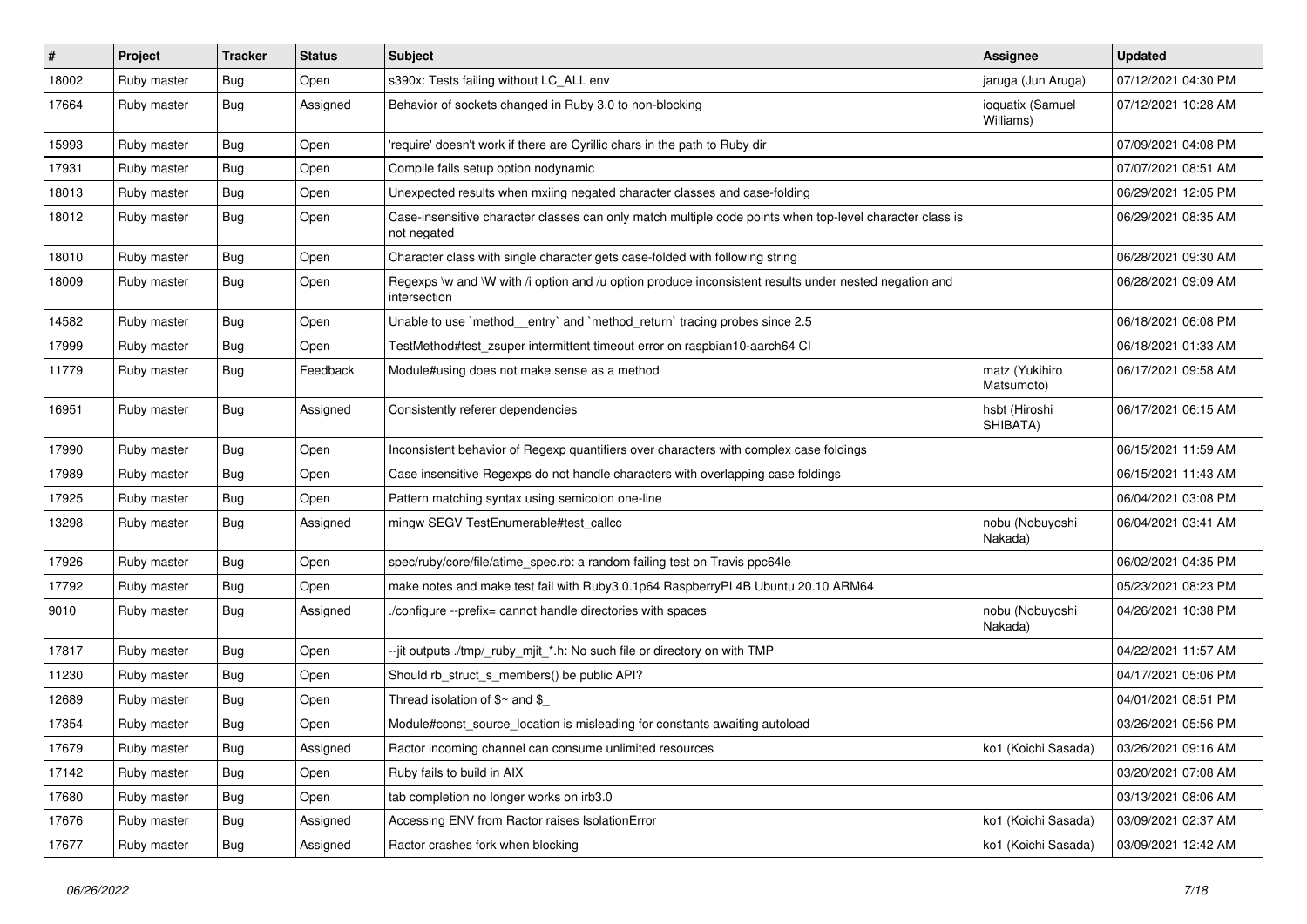| # | Project | Tracker | Status | Subject | Assignee | Updated |
|---|---|---|---|---|---|---|
| 18002 | Ruby master | Bug | Open | s390x: Tests failing without LC_ALL env | jaruga (Jun Aruga) | 07/12/2021 04:30 PM |
| 17664 | Ruby master | Bug | Assigned | Behavior of sockets changed in Ruby 3.0 to non-blocking | ioquatix (Samuel Williams) | 07/12/2021 10:28 AM |
| 15993 | Ruby master | Bug | Open | 'require' doesn't work if there are Cyrillic chars in the path to Ruby dir | | 07/09/2021 04:08 PM |
| 17931 | Ruby master | Bug | Open | Compile fails setup option nodynamic | | 07/07/2021 08:51 AM |
| 18013 | Ruby master | Bug | Open | Unexpected results when mxiing negated character classes and case-folding | | 06/29/2021 12:05 PM |
| 18012 | Ruby master | Bug | Open | Case-insensitive character classes can only match multiple code points when top-level character class is not negated | | 06/29/2021 08:35 AM |
| 18010 | Ruby master | Bug | Open | Character class with single character gets case-folded with following string | | 06/28/2021 09:30 AM |
| 18009 | Ruby master | Bug | Open | Regexps \w and \W with /i option and /u option produce inconsistent results under nested negation and intersection | | 06/28/2021 09:09 AM |
| 14582 | Ruby master | Bug | Open | Unable to use `method__entry` and `method_return` tracing probes since 2.5 | | 06/18/2021 06:08 PM |
| 17999 | Ruby master | Bug | Open | TestMethod#test_zsuper intermittent timeout error on raspbian10-aarch64 CI | | 06/18/2021 01:33 AM |
| 11779 | Ruby master | Bug | Feedback | Module#using does not make sense as a method | matz (Yukihiro Matsumoto) | 06/17/2021 09:58 AM |
| 16951 | Ruby master | Bug | Assigned | Consistently referer dependencies | hsbt (Hiroshi SHIBATA) | 06/17/2021 06:15 AM |
| 17990 | Ruby master | Bug | Open | Inconsistent behavior of Regexp quantifiers over characters with complex case foldings | | 06/15/2021 11:59 AM |
| 17989 | Ruby master | Bug | Open | Case insensitive Regexps do not handle characters with overlapping case foldings | | 06/15/2021 11:43 AM |
| 17925 | Ruby master | Bug | Open | Pattern matching syntax using semicolon one-line | | 06/04/2021 03:08 PM |
| 13298 | Ruby master | Bug | Assigned | mingw SEGV TestEnumerable#test_callcc | nobu (Nobuyoshi Nakada) | 06/04/2021 03:41 AM |
| 17926 | Ruby master | Bug | Open | spec/ruby/core/file/atime_spec.rb: a random failing test on Travis ppc64le | | 06/02/2021 04:35 PM |
| 17792 | Ruby master | Bug | Open | make notes and make test fail with Ruby3.0.1p64 RaspberryPI 4B Ubuntu 20.10 ARM64 | | 05/23/2021 08:23 PM |
| 9010 | Ruby master | Bug | Assigned | ./configure --prefix= cannot handle directories with spaces | nobu (Nobuyoshi Nakada) | 04/26/2021 10:38 PM |
| 17817 | Ruby master | Bug | Open | --jit outputs ./tmp/_ruby_mjit_*.h: No such file or directory on with TMP | | 04/22/2021 11:57 AM |
| 11230 | Ruby master | Bug | Open | Should rb_struct_s_members() be public API? | | 04/17/2021 05:06 PM |
| 12689 | Ruby master | Bug | Open | Thread isolation of $~ and $_ | | 04/01/2021 08:51 PM |
| 17354 | Ruby master | Bug | Open | Module#const_source_location is misleading for constants awaiting autoload | | 03/26/2021 05:56 PM |
| 17679 | Ruby master | Bug | Assigned | Ractor incoming channel can consume unlimited resources | ko1 (Koichi Sasada) | 03/26/2021 09:16 AM |
| 17142 | Ruby master | Bug | Open | Ruby fails to build in AIX | | 03/20/2021 07:08 AM |
| 17680 | Ruby master | Bug | Open | tab completion no longer works on irb3.0 | | 03/13/2021 08:06 AM |
| 17676 | Ruby master | Bug | Assigned | Accessing ENV from Ractor raises IsolationError | ko1 (Koichi Sasada) | 03/09/2021 02:37 AM |
| 17677 | Ruby master | Bug | Assigned | Ractor crashes fork when blocking | ko1 (Koichi Sasada) | 03/09/2021 12:42 AM |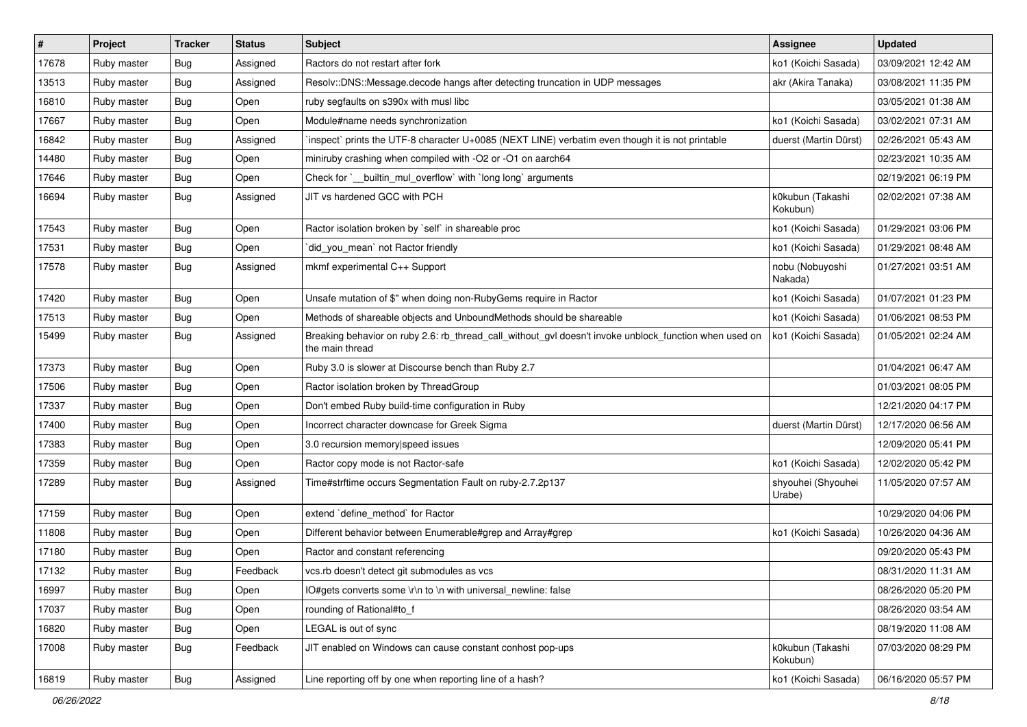| # | Project | Tracker | Status | Subject | Assignee | Updated |
|---|---|---|---|---|---|---|
| 17678 | Ruby master | Bug | Assigned | Ractors do not restart after fork | ko1 (Koichi Sasada) | 03/09/2021 12:42 AM |
| 13513 | Ruby master | Bug | Assigned | Resolv::DNS::Message.decode hangs after detecting truncation in UDP messages | akr (Akira Tanaka) | 03/08/2021 11:35 PM |
| 16810 | Ruby master | Bug | Open | ruby segfaults on s390x with musl libc | | 03/05/2021 01:38 AM |
| 17667 | Ruby master | Bug | Open | Module#name needs synchronization | ko1 (Koichi Sasada) | 03/02/2021 07:31 AM |
| 16842 | Ruby master | Bug | Assigned | `inspect` prints the UTF-8 character U+0085 (NEXT LINE) verbatim even though it is not printable | duerst (Martin Dürst) | 02/26/2021 05:43 AM |
| 14480 | Ruby master | Bug | Open | miniruby crashing when compiled with -O2 or -O1 on aarch64 | | 02/23/2021 10:35 AM |
| 17646 | Ruby master | Bug | Open | Check for `__builtin_mul_overflow` with `long long` arguments | | 02/19/2021 06:19 PM |
| 16694 | Ruby master | Bug | Assigned | JIT vs hardened GCC with PCH | k0kubun (Takashi Kokubun) | 02/02/2021 07:38 AM |
| 17543 | Ruby master | Bug | Open | Ractor isolation broken by `self` in shareable proc | ko1 (Koichi Sasada) | 01/29/2021 03:06 PM |
| 17531 | Ruby master | Bug | Open | `did_you_mean` not Ractor friendly | ko1 (Koichi Sasada) | 01/29/2021 08:48 AM |
| 17578 | Ruby master | Bug | Assigned | mkmf experimental C++ Support | nobu (Nobuyoshi Nakada) | 01/27/2021 03:51 AM |
| 17420 | Ruby master | Bug | Open | Unsafe mutation of $" when doing non-RubyGems require in Ractor | ko1 (Koichi Sasada) | 01/07/2021 01:23 PM |
| 17513 | Ruby master | Bug | Open | Methods of shareable objects and UnboundMethods should be shareable | ko1 (Koichi Sasada) | 01/06/2021 08:53 PM |
| 15499 | Ruby master | Bug | Assigned | Breaking behavior on ruby 2.6: rb_thread_call_without_gvl doesn't invoke unblock_function when used on the main thread | ko1 (Koichi Sasada) | 01/05/2021 02:24 AM |
| 17373 | Ruby master | Bug | Open | Ruby 3.0 is slower at Discourse bench than Ruby 2.7 | | 01/04/2021 06:47 AM |
| 17506 | Ruby master | Bug | Open | Ractor isolation broken by ThreadGroup | | 01/03/2021 08:05 PM |
| 17337 | Ruby master | Bug | Open | Don't embed Ruby build-time configuration in Ruby | | 12/21/2020 04:17 PM |
| 17400 | Ruby master | Bug | Open | Incorrect character downcase for Greek Sigma | duerst (Martin Dürst) | 12/17/2020 06:56 AM |
| 17383 | Ruby master | Bug | Open | 3.0 recursion memory\|speed issues | | 12/09/2020 05:41 PM |
| 17359 | Ruby master | Bug | Open | Ractor copy mode is not Ractor-safe | ko1 (Koichi Sasada) | 12/02/2020 05:42 PM |
| 17289 | Ruby master | Bug | Assigned | Time#strftime occurs Segmentation Fault on ruby-2.7.2p137 | shyouhei (Shyouhei Urabe) | 11/05/2020 07:57 AM |
| 17159 | Ruby master | Bug | Open | extend `define_method` for Ractor | | 10/29/2020 04:06 PM |
| 11808 | Ruby master | Bug | Open | Different behavior between Enumerable#grep and Array#grep | ko1 (Koichi Sasada) | 10/26/2020 04:36 AM |
| 17180 | Ruby master | Bug | Open | Ractor and constant referencing | | 09/20/2020 05:43 PM |
| 17132 | Ruby master | Bug | Feedback | vcs.rb doesn't detect git submodules as vcs | | 08/31/2020 11:31 AM |
| 16997 | Ruby master | Bug | Open | IO#gets converts some \r\n to \n with universal_newline: false | | 08/26/2020 05:20 PM |
| 17037 | Ruby master | Bug | Open | rounding of Rational#to_f | | 08/26/2020 03:54 AM |
| 16820 | Ruby master | Bug | Open | LEGAL is out of sync | | 08/19/2020 11:08 AM |
| 17008 | Ruby master | Bug | Feedback | JIT enabled on Windows can cause constant conhost pop-ups | k0kubun (Takashi Kokubun) | 07/03/2020 08:29 PM |
| 16819 | Ruby master | Bug | Assigned | Line reporting off by one when reporting line of a hash? | ko1 (Koichi Sasada) | 06/16/2020 05:57 PM |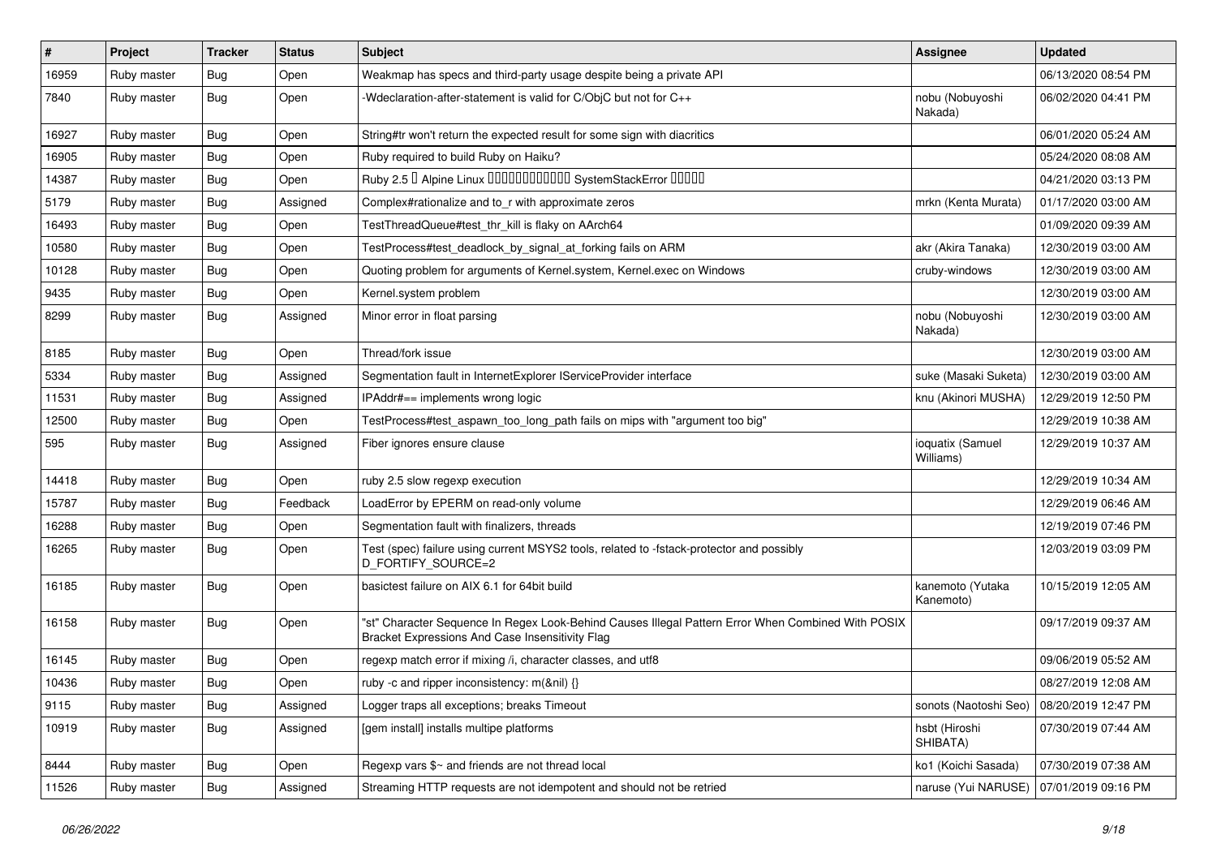| # | Project | Tracker | Status | Subject | Assignee | Updated |
|---|---|---|---|---|---|---|
| 16959 | Ruby master | Bug | Open | Weakmap has specs and third-party usage despite being a private API | | 06/13/2020 08:54 PM |
| 7840 | Ruby master | Bug | Open | -Wdeclaration-after-statement is valid for C/ObjC but not for C++ | nobu (Nobuyoshi Nakada) | 06/02/2020 04:41 PM |
| 16927 | Ruby master | Bug | Open | String#tr won't return the expected result for some sign with diacritics | | 06/01/2020 05:24 AM |
| 16905 | Ruby master | Bug | Open | Ruby required to build Ruby on Haiku? | | 05/24/2020 08:08 AM |
| 14387 | Ruby master | Bug | Open | Ruby 2.5 � Alpine Linux ������������ SystemStackError ����� | | 04/21/2020 03:13 PM |
| 5179 | Ruby master | Bug | Assigned | Complex#rationalize and to_r with approximate zeros | mrkn (Kenta Murata) | 01/17/2020 03:00 AM |
| 16493 | Ruby master | Bug | Open | TestThreadQueue#test_thr_kill is flaky on AArch64 | | 01/09/2020 09:39 AM |
| 10580 | Ruby master | Bug | Open | TestProcess#test_deadlock_by_signal_at_forking fails on ARM | akr (Akira Tanaka) | 12/30/2019 03:00 AM |
| 10128 | Ruby master | Bug | Open | Quoting problem for arguments of Kernel.system, Kernel.exec on Windows | cruby-windows | 12/30/2019 03:00 AM |
| 9435 | Ruby master | Bug | Open | Kernel.system problem | | 12/30/2019 03:00 AM |
| 8299 | Ruby master | Bug | Assigned | Minor error in float parsing | nobu (Nobuyoshi Nakada) | 12/30/2019 03:00 AM |
| 8185 | Ruby master | Bug | Open | Thread/fork issue | | 12/30/2019 03:00 AM |
| 5334 | Ruby master | Bug | Assigned | Segmentation fault in InternetExplorer IServiceProvider interface | suke (Masaki Suketa) | 12/30/2019 03:00 AM |
| 11531 | Ruby master | Bug | Assigned | IPAddr#== implements wrong logic | knu (Akinori MUSHA) | 12/29/2019 12:50 PM |
| 12500 | Ruby master | Bug | Open | TestProcess#test_aspawn_too_long_path fails on mips with "argument too big" | | 12/29/2019 10:38 AM |
| 595 | Ruby master | Bug | Assigned | Fiber ignores ensure clause | ioquatix (Samuel Williams) | 12/29/2019 10:37 AM |
| 14418 | Ruby master | Bug | Open | ruby 2.5 slow regexp execution | | 12/29/2019 10:34 AM |
| 15787 | Ruby master | Bug | Feedback | LoadError by EPERM on read-only volume | | 12/29/2019 06:46 AM |
| 16288 | Ruby master | Bug | Open | Segmentation fault with finalizers, threads | | 12/19/2019 07:46 PM |
| 16265 | Ruby master | Bug | Open | Test (spec) failure using current MSYS2 tools, related to -fstack-protector and possibly D_FORTIFY_SOURCE=2 | | 12/03/2019 03:09 PM |
| 16185 | Ruby master | Bug | Open | basictest failure on AIX 6.1 for 64bit build | kanemoto (Yutaka Kanemoto) | 10/15/2019 12:05 AM |
| 16158 | Ruby master | Bug | Open | "st" Character Sequence In Regex Look-Behind Causes Illegal Pattern Error When Combined With POSIX Bracket Expressions And Case Insensitivity Flag | | 09/17/2019 09:37 AM |
| 16145 | Ruby master | Bug | Open | regexp match error if mixing /i, character classes, and utf8 | | 09/06/2019 05:52 AM |
| 10436 | Ruby master | Bug | Open | ruby -c and ripper inconsistency: m(&nil) {} | | 08/27/2019 12:08 AM |
| 9115 | Ruby master | Bug | Assigned | Logger traps all exceptions; breaks Timeout | sonots (Naotoshi Seo) | 08/20/2019 12:47 PM |
| 10919 | Ruby master | Bug | Assigned | [gem install] installs multipe platforms | hsbt (Hiroshi SHIBATA) | 07/30/2019 07:44 AM |
| 8444 | Ruby master | Bug | Open | Regexp vars $~ and friends are not thread local | ko1 (Koichi Sasada) | 07/30/2019 07:38 AM |
| 11526 | Ruby master | Bug | Assigned | Streaming HTTP requests are not idempotent and should not be retried | naruse (Yui NARUSE) | 07/01/2019 09:16 PM |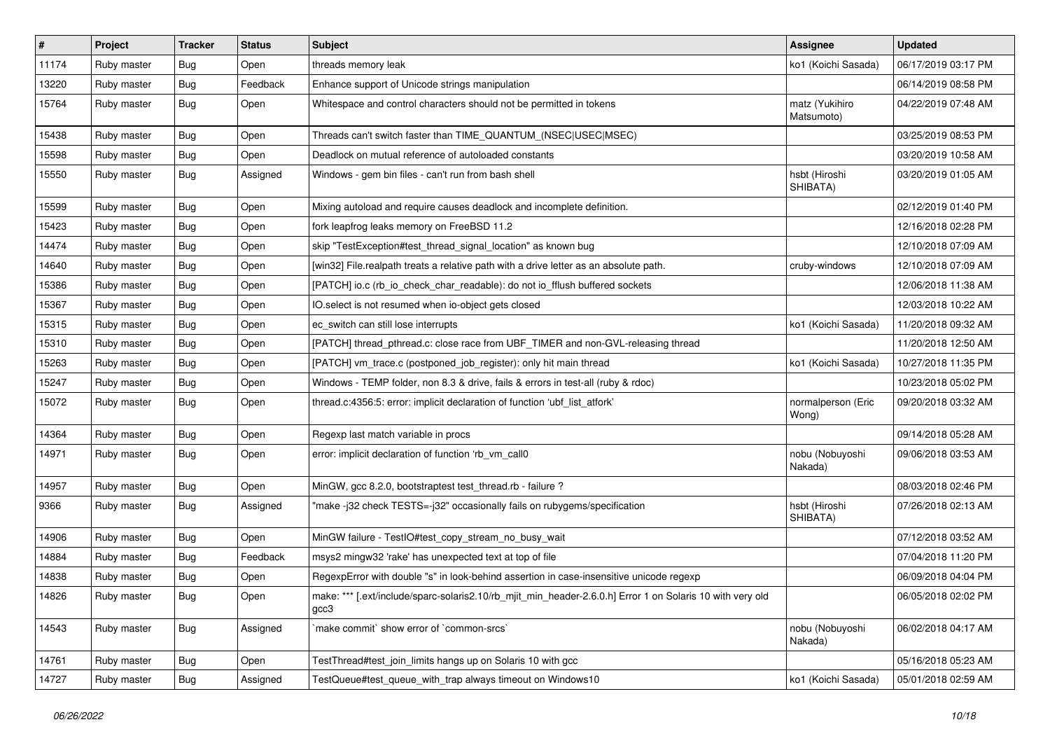| # | Project | Tracker | Status | Subject | Assignee | Updated |
| --- | --- | --- | --- | --- | --- | --- |
| 11174 | Ruby master | Bug | Open | threads memory leak | ko1 (Koichi Sasada) | 06/17/2019 03:17 PM |
| 13220 | Ruby master | Bug | Feedback | Enhance support of Unicode strings manipulation | | 06/14/2019 08:58 PM |
| 15764 | Ruby master | Bug | Open | Whitespace and control characters should not be permitted in tokens | matz (Yukihiro Matsumoto) | 04/22/2019 07:48 AM |
| 15438 | Ruby master | Bug | Open | Threads can't switch faster than TIME_QUANTUM_(NSEC\|USEC\|MSEC) | | 03/25/2019 08:53 PM |
| 15598 | Ruby master | Bug | Open | Deadlock on mutual reference of autoloaded constants | | 03/20/2019 10:58 AM |
| 15550 | Ruby master | Bug | Assigned | Windows - gem bin files - can't run from bash shell | hsbt (Hiroshi SHIBATA) | 03/20/2019 01:05 AM |
| 15599 | Ruby master | Bug | Open | Mixing autoload and require causes deadlock and incomplete definition. | | 02/12/2019 01:40 PM |
| 15423 | Ruby master | Bug | Open | fork leapfrog leaks memory on FreeBSD 11.2 | | 12/16/2018 02:28 PM |
| 14474 | Ruby master | Bug | Open | skip "TestException#test_thread_signal_location" as known bug | | 12/10/2018 07:09 AM |
| 14640 | Ruby master | Bug | Open | [win32] File.realpath treats a relative path with a drive letter as an absolute path. | cruby-windows | 12/10/2018 07:09 AM |
| 15386 | Ruby master | Bug | Open | [PATCH] io.c (rb_io_check_char_readable): do not io_fflush buffered sockets | | 12/06/2018 11:38 AM |
| 15367 | Ruby master | Bug | Open | IO.select is not resumed when io-object gets closed | | 12/03/2018 10:22 AM |
| 15315 | Ruby master | Bug | Open | ec_switch can still lose interrupts | ko1 (Koichi Sasada) | 11/20/2018 09:32 AM |
| 15310 | Ruby master | Bug | Open | [PATCH] thread_pthread.c: close race from UBF_TIMER and non-GVL-releasing thread | | 11/20/2018 12:50 AM |
| 15263 | Ruby master | Bug | Open | [PATCH] vm_trace.c (postponed_job_register): only hit main thread | ko1 (Koichi Sasada) | 10/27/2018 11:35 PM |
| 15247 | Ruby master | Bug | Open | Windows - TEMP folder, non 8.3 & drive, fails & errors in test-all (ruby & rdoc) | | 10/23/2018 05:02 PM |
| 15072 | Ruby master | Bug | Open | thread.c:4356:5: error: implicit declaration of function 'ubf_list_atfork' | normalperson (Eric Wong) | 09/20/2018 03:32 AM |
| 14364 | Ruby master | Bug | Open | Regexp last match variable in procs | | 09/14/2018 05:28 AM |
| 14971 | Ruby master | Bug | Open | error: implicit declaration of function 'rb_vm_call0 | nobu (Nobuyoshi Nakada) | 09/06/2018 03:53 AM |
| 14957 | Ruby master | Bug | Open | MinGW, gcc 8.2.0, bootstraptest test_thread.rb - failure ? | | 08/03/2018 02:46 PM |
| 9366 | Ruby master | Bug | Assigned | "make -j32 check TESTS=-j32" occasionally fails on rubygems/specification | hsbt (Hiroshi SHIBATA) | 07/26/2018 02:13 AM |
| 14906 | Ruby master | Bug | Open | MinGW failure - TestIO#test_copy_stream_no_busy_wait | | 07/12/2018 03:52 AM |
| 14884 | Ruby master | Bug | Feedback | msys2 mingw32 'rake' has unexpected text at top of file | | 07/04/2018 11:20 PM |
| 14838 | Ruby master | Bug | Open | RegexpError with double "s" in look-behind assertion in case-insensitive unicode regexp | | 06/09/2018 04:04 PM |
| 14826 | Ruby master | Bug | Open | make: *** [.ext/include/sparc-solaris2.10/rb_mjit_min_header-2.6.0.h] Error 1 on Solaris 10 with very old gcc3 | | 06/05/2018 02:02 PM |
| 14543 | Ruby master | Bug | Assigned | `make commit` show error of `common-srcs` | nobu (Nobuyoshi Nakada) | 06/02/2018 04:17 AM |
| 14761 | Ruby master | Bug | Open | TestThread#test_join_limits hangs up on Solaris 10 with gcc | | 05/16/2018 05:23 AM |
| 14727 | Ruby master | Bug | Assigned | TestQueue#test_queue_with_trap always timeout on Windows10 | ko1 (Koichi Sasada) | 05/01/2018 02:59 AM |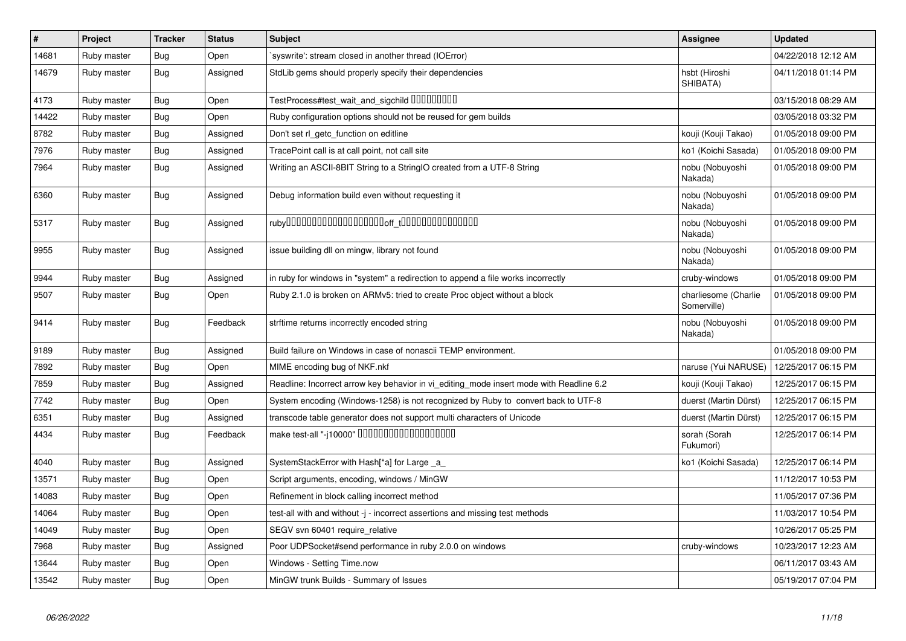| # | Project | Tracker | Status | Subject | Assignee | Updated |
|---|---|---|---|---|---|---|
| 14681 | Ruby master | Bug | Open | `syswrite': stream closed in another thread (IOError) | | 04/22/2018 12:12 AM |
| 14679 | Ruby master | Bug | Assigned | StdLib gems should properly specify their dependencies | hsbt (Hiroshi SHIBATA) | 04/11/2018 01:14 PM |
| 4173 | Ruby master | Bug | Open | TestProcess#test_wait_and_sigchild ▯▯▯▯▯▯▯▯▯ | | 03/15/2018 08:29 AM |
| 14422 | Ruby master | Bug | Open | Ruby configuration options should not be reused for gem builds | | 03/05/2018 03:32 PM |
| 8782 | Ruby master | Bug | Assigned | Don't set rl_getc_function on editline | kouji (Kouji Takao) | 01/05/2018 09:00 PM |
| 7976 | Ruby master | Bug | Assigned | TracePoint call is at call point, not call site | ko1 (Koichi Sasada) | 01/05/2018 09:00 PM |
| 7964 | Ruby master | Bug | Assigned | Writing an ASCII-8BIT String to a StringIO created from a UTF-8 String | nobu (Nobuyoshi Nakada) | 01/05/2018 09:00 PM |
| 6360 | Ruby master | Bug | Assigned | Debug information build even without requesting it | nobu (Nobuyoshi Nakada) | 01/05/2018 09:00 PM |
| 5317 | Ruby master | Bug | Assigned | ruby▯▯▯▯▯▯▯▯▯▯▯▯▯▯▯▯▯▯▯off_t▯▯▯▯▯▯▯▯▯▯▯▯▯▯▯ | nobu (Nobuyoshi Nakada) | 01/05/2018 09:00 PM |
| 9955 | Ruby master | Bug | Assigned | issue building dll on mingw, library not found | nobu (Nobuyoshi Nakada) | 01/05/2018 09:00 PM |
| 9944 | Ruby master | Bug | Assigned | in ruby for windows in "system" a redirection to append a file works incorrectly | cruby-windows | 01/05/2018 09:00 PM |
| 9507 | Ruby master | Bug | Open | Ruby 2.1.0 is broken on ARMv5: tried to create Proc object without a block | charliesome (Charlie Somerville) | 01/05/2018 09:00 PM |
| 9414 | Ruby master | Bug | Feedback | strftime returns incorrectly encoded string | nobu (Nobuyoshi Nakada) | 01/05/2018 09:00 PM |
| 9189 | Ruby master | Bug | Assigned | Build failure on Windows in case of nonascii TEMP environment. | | 01/05/2018 09:00 PM |
| 7892 | Ruby master | Bug | Open | MIME encoding bug of NKF.nkf | naruse (Yui NARUSE) | 12/25/2017 06:15 PM |
| 7859 | Ruby master | Bug | Assigned | Readline: Incorrect arrow key behavior in vi_editing_mode insert mode with Readline 6.2 | kouji (Kouji Takao) | 12/25/2017 06:15 PM |
| 7742 | Ruby master | Bug | Open | System encoding (Windows-1258) is not recognized by Ruby to convert back to UTF-8 | duerst (Martin Dürst) | 12/25/2017 06:15 PM |
| 6351 | Ruby master | Bug | Assigned | transcode table generator does not support multi characters of Unicode | duerst (Martin Dürst) | 12/25/2017 06:15 PM |
| 4434 | Ruby master | Bug | Feedback | make test-all "-j10000" ▯▯▯▯▯▯▯▯▯▯▯▯▯▯▯▯▯▯▯ | sorah (Sorah Fukumori) | 12/25/2017 06:14 PM |
| 4040 | Ruby master | Bug | Assigned | SystemStackError with Hash[*a] for Large _a_ | ko1 (Koichi Sasada) | 12/25/2017 06:14 PM |
| 13571 | Ruby master | Bug | Open | Script arguments, encoding, windows / MinGW | | 11/12/2017 10:53 PM |
| 14083 | Ruby master | Bug | Open | Refinement in block calling incorrect method | | 11/05/2017 07:36 PM |
| 14064 | Ruby master | Bug | Open | test-all with and without -j - incorrect assertions and missing test methods | | 11/03/2017 10:54 PM |
| 14049 | Ruby master | Bug | Open | SEGV svn 60401 require_relative | | 10/26/2017 05:25 PM |
| 7968 | Ruby master | Bug | Assigned | Poor UDPSocket#send performance in ruby 2.0.0 on windows | cruby-windows | 10/23/2017 12:23 AM |
| 13644 | Ruby master | Bug | Open | Windows - Setting Time.now | | 06/11/2017 03:43 AM |
| 13542 | Ruby master | Bug | Open | MinGW trunk Builds - Summary of Issues | | 05/19/2017 07:04 PM |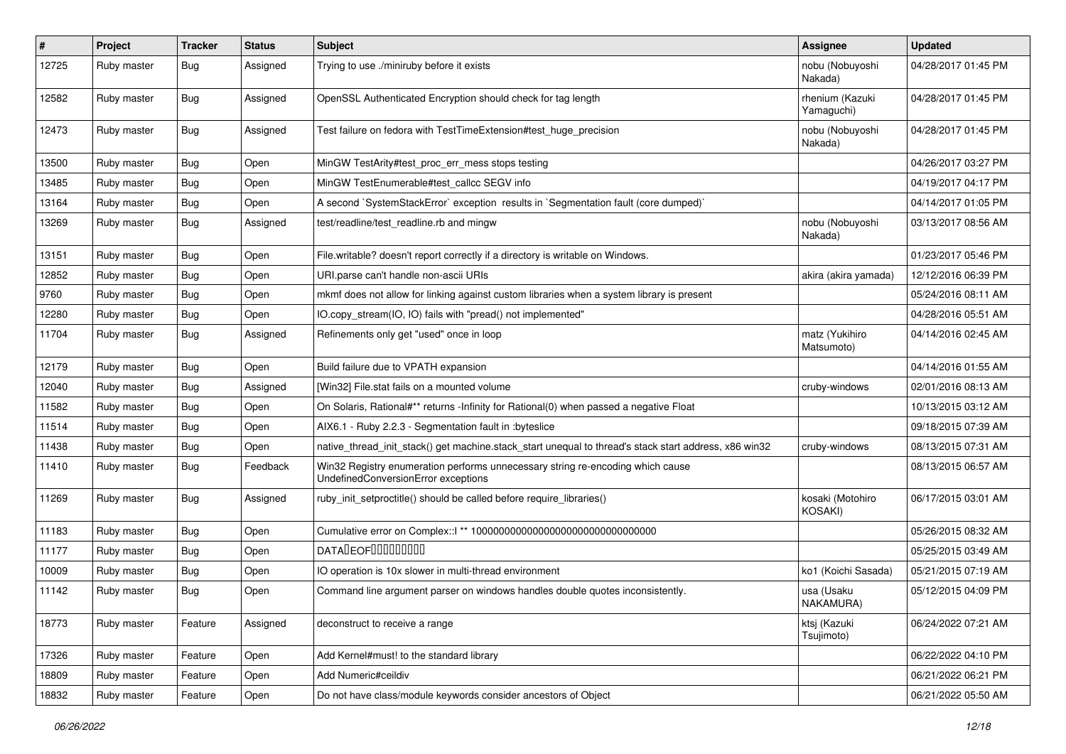| # | Project | Tracker | Status | Subject | Assignee | Updated |
|---|---|---|---|---|---|---|
| 12725 | Ruby master | Bug | Assigned | Trying to use ./miniruby before it exists | nobu (Nobuyoshi Nakada) | 04/28/2017 01:45 PM |
| 12582 | Ruby master | Bug | Assigned | OpenSSL Authenticated Encryption should check for tag length | rhenium (Kazuki Yamaguchi) | 04/28/2017 01:45 PM |
| 12473 | Ruby master | Bug | Assigned | Test failure on fedora with TestTimeExtension#test_huge_precision | nobu (Nobuyoshi Nakada) | 04/28/2017 01:45 PM |
| 13500 | Ruby master | Bug | Open | MinGW TestArity#test_proc_err_mess stops testing | | 04/26/2017 03:27 PM |
| 13485 | Ruby master | Bug | Open | MinGW TestEnumerable#test_callcc SEGV info | | 04/19/2017 04:17 PM |
| 13164 | Ruby master | Bug | Open | A second `SystemStackError` exception results in `Segmentation fault (core dumped)` | | 04/14/2017 01:05 PM |
| 13269 | Ruby master | Bug | Assigned | test/readline/test_readline.rb and mingw | nobu (Nobuyoshi Nakada) | 03/13/2017 08:56 AM |
| 13151 | Ruby master | Bug | Open | File.writable? doesn't report correctly if a directory is writable on Windows. | | 01/23/2017 05:46 PM |
| 12852 | Ruby master | Bug | Open | URI.parse can't handle non-ascii URIs | akira (akira yamada) | 12/12/2016 06:39 PM |
| 9760 | Ruby master | Bug | Open | mkmf does not allow for linking against custom libraries when a system library is present | | 05/24/2016 08:11 AM |
| 12280 | Ruby master | Bug | Open | IO.copy_stream(IO, IO) fails with "pread() not implemented" | | 04/28/2016 05:51 AM |
| 11704 | Ruby master | Bug | Assigned | Refinements only get "used" once in loop | matz (Yukihiro Matsumoto) | 04/14/2016 02:45 AM |
| 12179 | Ruby master | Bug | Open | Build failure due to VPATH expansion | | 04/14/2016 01:55 AM |
| 12040 | Ruby master | Bug | Assigned | [Win32] File.stat fails on a mounted volume | cruby-windows | 02/01/2016 08:13 AM |
| 11582 | Ruby master | Bug | Open | On Solaris, Rational#** returns -Infinity for Rational(0) when passed a negative Float | | 10/13/2015 03:12 AM |
| 11514 | Ruby master | Bug | Open | AIX6.1 - Ruby 2.2.3 - Segmentation fault in :byteslice | | 09/18/2015 07:39 AM |
| 11438 | Ruby master | Bug | Open | native_thread_init_stack() get machine.stack_start unequal to thread's stack start address, x86 win32 | cruby-windows | 08/13/2015 07:31 AM |
| 11410 | Ruby master | Bug | Feedback | Win32 Registry enumeration performs unnecessary string re-encoding which cause UndefinedConversionError exceptions | | 08/13/2015 06:57 AM |
| 11269 | Ruby master | Bug | Assigned | ruby_init_setproctitle() should be called before require_libraries() | kosaki (Motohiro KOSAKI) | 06/17/2015 03:01 AM |
| 11183 | Ruby master | Bug | Open | Cumulative error on Complex::I ** 100000000000000000000000000000000 | | 05/26/2015 08:32 AM |
| 11177 | Ruby master | Bug | Open | DATA�EOF��������� | | 05/25/2015 03:49 AM |
| 10009 | Ruby master | Bug | Open | IO operation is 10x slower in multi-thread environment | ko1 (Koichi Sasada) | 05/21/2015 07:19 AM |
| 11142 | Ruby master | Bug | Open | Command line argument parser on windows handles double quotes inconsistently. | usa (Usaku NAKAMURA) | 05/12/2015 04:09 PM |
| 18773 | Ruby master | Feature | Assigned | deconstruct to receive a range | ktsj (Kazuki Tsujimoto) | 06/24/2022 07:21 AM |
| 17326 | Ruby master | Feature | Open | Add Kernel#must! to the standard library | | 06/22/2022 04:10 PM |
| 18809 | Ruby master | Feature | Open | Add Numeric#ceildiv | | 06/21/2022 06:21 PM |
| 18832 | Ruby master | Feature | Open | Do not have class/module keywords consider ancestors of Object | | 06/21/2022 05:50 AM |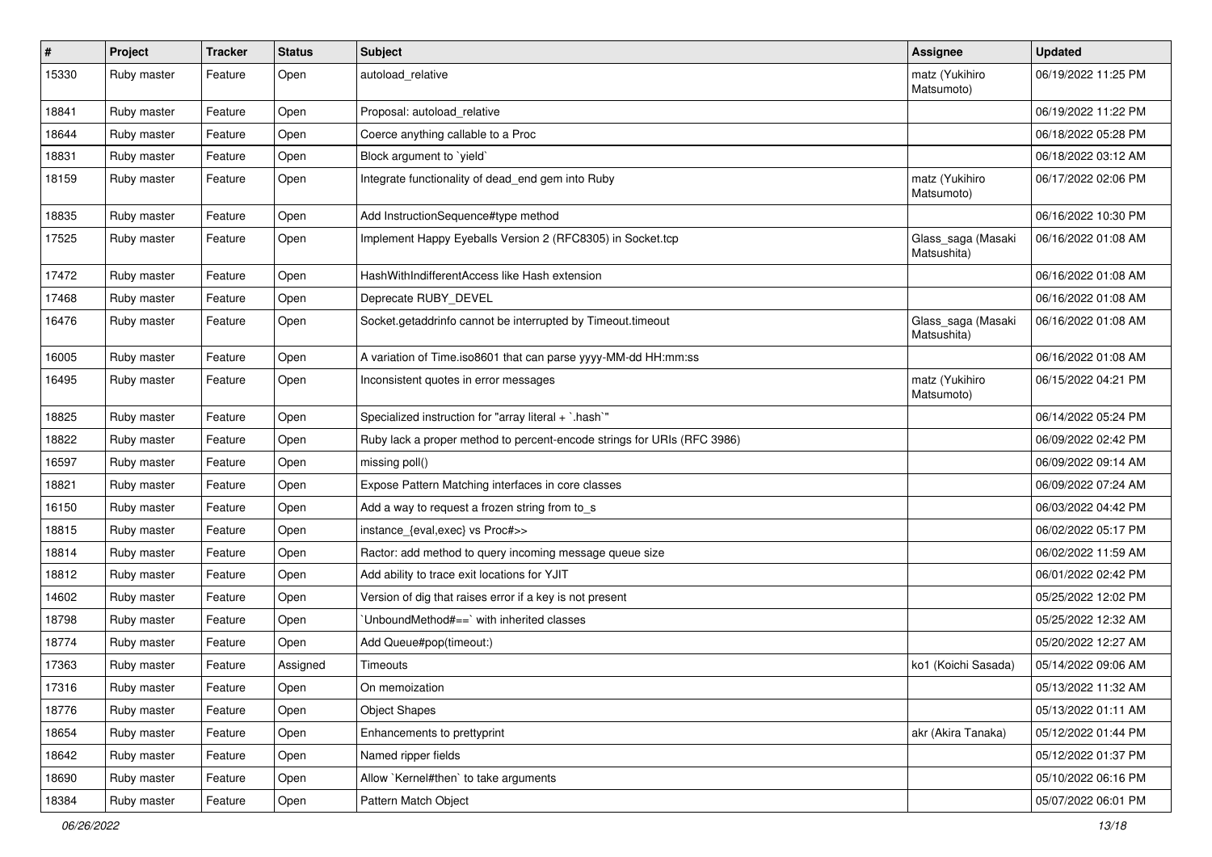| # | Project | Tracker | Status | Subject | Assignee | Updated |
| --- | --- | --- | --- | --- | --- | --- |
| 15330 | Ruby master | Feature | Open | autoload_relative | matz (Yukihiro Matsumoto) | 06/19/2022 11:25 PM |
| 18841 | Ruby master | Feature | Open | Proposal: autoload_relative | | 06/19/2022 11:22 PM |
| 18644 | Ruby master | Feature | Open | Coerce anything callable to a Proc | | 06/18/2022 05:28 PM |
| 18831 | Ruby master | Feature | Open | Block argument to `yield` | | 06/18/2022 03:12 AM |
| 18159 | Ruby master | Feature | Open | Integrate functionality of dead_end gem into Ruby | matz (Yukihiro Matsumoto) | 06/17/2022 02:06 PM |
| 18835 | Ruby master | Feature | Open | Add InstructionSequence#type method | | 06/16/2022 10:30 PM |
| 17525 | Ruby master | Feature | Open | Implement Happy Eyeballs Version 2 (RFC8305) in Socket.tcp | Glass_saga (Masaki Matsushita) | 06/16/2022 01:08 AM |
| 17472 | Ruby master | Feature | Open | HashWithIndifferentAccess like Hash extension | | 06/16/2022 01:08 AM |
| 17468 | Ruby master | Feature | Open | Deprecate RUBY_DEVEL | | 06/16/2022 01:08 AM |
| 16476 | Ruby master | Feature | Open | Socket.getaddrinfo cannot be interrupted by Timeout.timeout | Glass_saga (Masaki Matsushita) | 06/16/2022 01:08 AM |
| 16005 | Ruby master | Feature | Open | A variation of Time.iso8601 that can parse yyyy-MM-dd HH:mm:ss | | 06/16/2022 01:08 AM |
| 16495 | Ruby master | Feature | Open | Inconsistent quotes in error messages | matz (Yukihiro Matsumoto) | 06/15/2022 04:21 PM |
| 18825 | Ruby master | Feature | Open | Specialized instruction for "array literal + `.hash`" | | 06/14/2022 05:24 PM |
| 18822 | Ruby master | Feature | Open | Ruby lack a proper method to percent-encode strings for URIs (RFC 3986) | | 06/09/2022 02:42 PM |
| 16597 | Ruby master | Feature | Open | missing poll() | | 06/09/2022 09:14 AM |
| 18821 | Ruby master | Feature | Open | Expose Pattern Matching interfaces in core classes | | 06/09/2022 07:24 AM |
| 16150 | Ruby master | Feature | Open | Add a way to request a frozen string from to_s | | 06/03/2022 04:42 PM |
| 18815 | Ruby master | Feature | Open | instance_{eval,exec} vs Proc#>> | | 06/02/2022 05:17 PM |
| 18814 | Ruby master | Feature | Open | Ractor: add method to query incoming message queue size | | 06/02/2022 11:59 AM |
| 18812 | Ruby master | Feature | Open | Add ability to trace exit locations for YJIT | | 06/01/2022 02:42 PM |
| 14602 | Ruby master | Feature | Open | Version of dig that raises error if a key is not present | | 05/25/2022 12:02 PM |
| 18798 | Ruby master | Feature | Open | `UnboundMethod#==` with inherited classes | | 05/25/2022 12:32 AM |
| 18774 | Ruby master | Feature | Open | Add Queue#pop(timeout:) | | 05/20/2022 12:27 AM |
| 17363 | Ruby master | Feature | Assigned | Timeouts | ko1 (Koichi Sasada) | 05/14/2022 09:06 AM |
| 17316 | Ruby master | Feature | Open | On memoization | | 05/13/2022 11:32 AM |
| 18776 | Ruby master | Feature | Open | Object Shapes | | 05/13/2022 01:11 AM |
| 18654 | Ruby master | Feature | Open | Enhancements to prettyprint | akr (Akira Tanaka) | 05/12/2022 01:44 PM |
| 18642 | Ruby master | Feature | Open | Named ripper fields | | 05/12/2022 01:37 PM |
| 18690 | Ruby master | Feature | Open | Allow `Kernel#then` to take arguments | | 05/10/2022 06:16 PM |
| 18384 | Ruby master | Feature | Open | Pattern Match Object | | 05/07/2022 06:01 PM |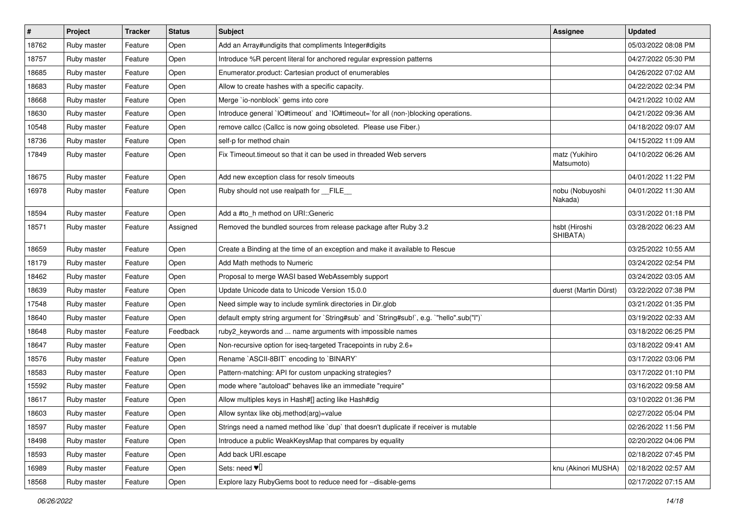| # | Project | Tracker | Status | Subject | Assignee | Updated |
|---|---|---|---|---|---|---|
| 18762 | Ruby master | Feature | Open | Add an Array#undigits that compliments Integer#digits | | 05/03/2022 08:08 PM |
| 18757 | Ruby master | Feature | Open | Introduce %R percent literal for anchored regular expression patterns | | 04/27/2022 05:30 PM |
| 18685 | Ruby master | Feature | Open | Enumerator.product: Cartesian product of enumerables | | 04/26/2022 07:02 AM |
| 18683 | Ruby master | Feature | Open | Allow to create hashes with a specific capacity. | | 04/22/2022 02:34 PM |
| 18668 | Ruby master | Feature | Open | Merge `io-nonblock` gems into core | | 04/21/2022 10:02 AM |
| 18630 | Ruby master | Feature | Open | Introduce general `IO#timeout` and `IO#timeout=`for all (non-)blocking operations. | | 04/21/2022 09:36 AM |
| 10548 | Ruby master | Feature | Open | remove callcc (Callcc is now going obsoleted. Please use Fiber.) | | 04/18/2022 09:07 AM |
| 18736 | Ruby master | Feature | Open | self-p for method chain | | 04/15/2022 11:09 AM |
| 17849 | Ruby master | Feature | Open | Fix Timeout.timeout so that it can be used in threaded Web servers | matz (Yukihiro Matsumoto) | 04/10/2022 06:26 AM |
| 18675 | Ruby master | Feature | Open | Add new exception class for resolv timeouts | | 04/01/2022 11:22 PM |
| 16978 | Ruby master | Feature | Open | Ruby should not use realpath for __FILE__ | nobu (Nobuyoshi Nakada) | 04/01/2022 11:30 AM |
| 18594 | Ruby master | Feature | Open | Add a #to_h method on URI::Generic | | 03/31/2022 01:18 PM |
| 18571 | Ruby master | Feature | Assigned | Removed the bundled sources from release package after Ruby 3.2 | hsbt (Hiroshi SHIBATA) | 03/28/2022 06:23 AM |
| 18659 | Ruby master | Feature | Open | Create a Binding at the time of an exception and make it available to Rescue | | 03/25/2022 10:55 AM |
| 18179 | Ruby master | Feature | Open | Add Math methods to Numeric | | 03/24/2022 02:54 PM |
| 18462 | Ruby master | Feature | Open | Proposal to merge WASI based WebAssembly support | | 03/24/2022 03:05 AM |
| 18639 | Ruby master | Feature | Open | Update Unicode data to Unicode Version 15.0.0 | duerst (Martin Dürst) | 03/22/2022 07:38 PM |
| 17548 | Ruby master | Feature | Open | Need simple way to include symlink directories in Dir.glob | | 03/21/2022 01:35 PM |
| 18640 | Ruby master | Feature | Open | default empty string argument for `String#sub` and `String#sub!`, e.g. `"hello".sub("l")` | | 03/19/2022 02:33 AM |
| 18648 | Ruby master | Feature | Feedback | ruby2_keywords and ... name arguments with impossible names | | 03/18/2022 06:25 PM |
| 18647 | Ruby master | Feature | Open | Non-recursive option for iseq-targeted Tracepoints in ruby 2.6+ | | 03/18/2022 09:41 AM |
| 18576 | Ruby master | Feature | Open | Rename `ASCII-8BIT` encoding to `BINARY` | | 03/17/2022 03:06 PM |
| 18583 | Ruby master | Feature | Open | Pattern-matching: API for custom unpacking strategies? | | 03/17/2022 01:10 PM |
| 15592 | Ruby master | Feature | Open | mode where "autoload" behaves like an immediate "require" | | 03/16/2022 09:58 AM |
| 18617 | Ruby master | Feature | Open | Allow multiples keys in Hash#[] acting like Hash#dig | | 03/10/2022 01:36 PM |
| 18603 | Ruby master | Feature | Open | Allow syntax like obj.method(arg)=value | | 02/27/2022 05:04 PM |
| 18597 | Ruby master | Feature | Open | Strings need a named method like `dup` that doesn't duplicate if receiver is mutable | | 02/26/2022 11:56 PM |
| 18498 | Ruby master | Feature | Open | Introduce a public WeakKeysMap that compares by equality | | 02/20/2022 04:06 PM |
| 18593 | Ruby master | Feature | Open | Add back URI.escape | | 02/18/2022 07:45 PM |
| 16989 | Ruby master | Feature | Open | Sets: need ♥️ | knu (Akinori MUSHA) | 02/18/2022 02:57 AM |
| 18568 | Ruby master | Feature | Open | Explore lazy RubyGems boot to reduce need for --disable-gems | | 02/17/2022 07:15 AM |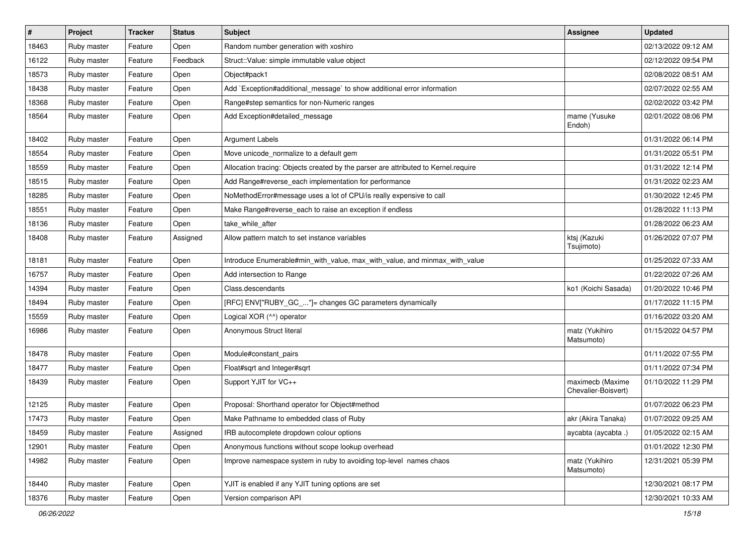| # | Project | Tracker | Status | Subject | Assignee | Updated |
|---|---|---|---|---|---|---|
| 18463 | Ruby master | Feature | Open | Random number generation with xoshiro | | 02/13/2022 09:12 AM |
| 16122 | Ruby master | Feature | Feedback | Struct::Value: simple immutable value object | | 02/12/2022 09:54 PM |
| 18573 | Ruby master | Feature | Open | Object#pack1 | | 02/08/2022 08:51 AM |
| 18438 | Ruby master | Feature | Open | Add `Exception#additional_message` to show additional error information | | 02/07/2022 02:55 AM |
| 18368 | Ruby master | Feature | Open | Range#step semantics for non-Numeric ranges | | 02/02/2022 03:42 PM |
| 18564 | Ruby master | Feature | Open | Add Exception#detailed_message | mame (Yusuke Endoh) | 02/01/2022 08:06 PM |
| 18402 | Ruby master | Feature | Open | Argument Labels | | 01/31/2022 06:14 PM |
| 18554 | Ruby master | Feature | Open | Move unicode_normalize to a default gem | | 01/31/2022 05:51 PM |
| 18559 | Ruby master | Feature | Open | Allocation tracing: Objects created by the parser are attributed to Kernel.require | | 01/31/2022 12:14 PM |
| 18515 | Ruby master | Feature | Open | Add Range#reverse_each implementation for performance | | 01/31/2022 02:23 AM |
| 18285 | Ruby master | Feature | Open | NoMethodError#message uses a lot of CPU/is really expensive to call | | 01/30/2022 12:45 PM |
| 18551 | Ruby master | Feature | Open | Make Range#reverse_each to raise an exception if endless | | 01/28/2022 11:13 PM |
| 18136 | Ruby master | Feature | Open | take_while_after | | 01/28/2022 06:23 AM |
| 18408 | Ruby master | Feature | Assigned | Allow pattern match to set instance variables | ktsj (Kazuki Tsujimoto) | 01/26/2022 07:07 PM |
| 18181 | Ruby master | Feature | Open | Introduce Enumerable#min_with_value, max_with_value, and minmax_with_value | | 01/25/2022 07:33 AM |
| 16757 | Ruby master | Feature | Open | Add intersection to Range | | 01/22/2022 07:26 AM |
| 14394 | Ruby master | Feature | Open | Class.descendants | ko1 (Koichi Sasada) | 01/20/2022 10:46 PM |
| 18494 | Ruby master | Feature | Open | [RFC] ENV["RUBY_GC_..."]= changes GC parameters dynamically | | 01/17/2022 11:15 PM |
| 15559 | Ruby master | Feature | Open | Logical XOR (^^) operator | | 01/16/2022 03:20 AM |
| 16986 | Ruby master | Feature | Open | Anonymous Struct literal | matz (Yukihiro Matsumoto) | 01/15/2022 04:57 PM |
| 18478 | Ruby master | Feature | Open | Module#constant_pairs | | 01/11/2022 07:55 PM |
| 18477 | Ruby master | Feature | Open | Float#sqrt and Integer#sqrt | | 01/11/2022 07:34 PM |
| 18439 | Ruby master | Feature | Open | Support YJIT for VC++ | maximecb (Maxime Chevalier-Boisvert) | 01/10/2022 11:29 PM |
| 12125 | Ruby master | Feature | Open | Proposal: Shorthand operator for Object#method | | 01/07/2022 06:23 PM |
| 17473 | Ruby master | Feature | Open | Make Pathname to embedded class of Ruby | akr (Akira Tanaka) | 01/07/2022 09:25 AM |
| 18459 | Ruby master | Feature | Assigned | IRB autocomplete dropdown colour options | aycabta (aycabta .) | 01/05/2022 02:15 AM |
| 12901 | Ruby master | Feature | Open | Anonymous functions without scope lookup overhead | | 01/01/2022 12:30 PM |
| 14982 | Ruby master | Feature | Open | Improve namespace system in ruby to avoiding top-level names chaos | matz (Yukihiro Matsumoto) | 12/31/2021 05:39 PM |
| 18440 | Ruby master | Feature | Open | YJIT is enabled if any YJIT tuning options are set | | 12/30/2021 08:17 PM |
| 18376 | Ruby master | Feature | Open | Version comparison API | | 12/30/2021 10:33 AM |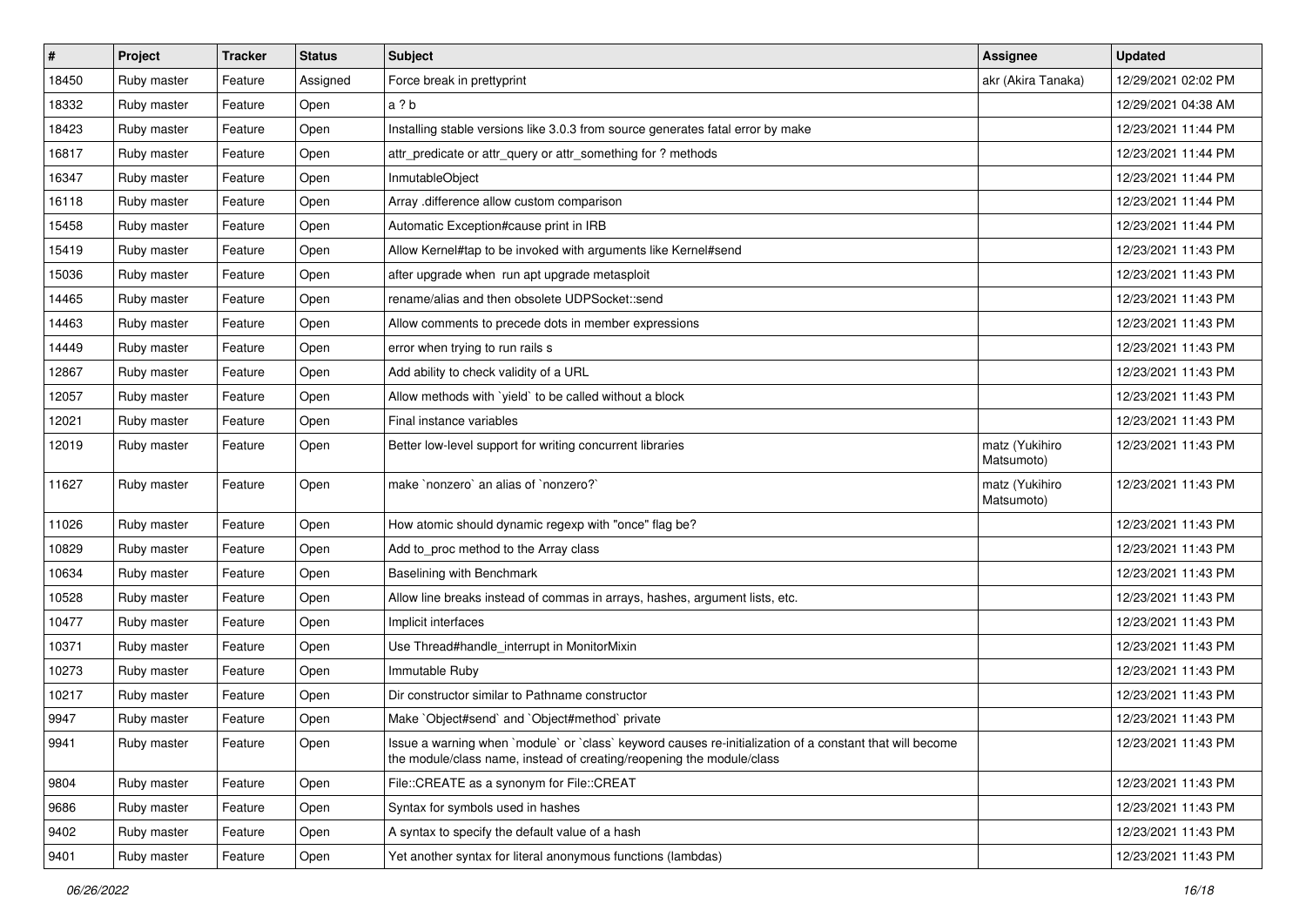| # | Project | Tracker | Status | Subject | Assignee | Updated |
|---|---|---|---|---|---|---|
| 18450 | Ruby master | Feature | Assigned | Force break in prettyprint | akr (Akira Tanaka) | 12/29/2021 02:02 PM |
| 18332 | Ruby master | Feature | Open | a ? b | | 12/29/2021 04:38 AM |
| 18423 | Ruby master | Feature | Open | Installing stable versions like 3.0.3 from source generates fatal error by make | | 12/23/2021 11:44 PM |
| 16817 | Ruby master | Feature | Open | attr_predicate or attr_query or attr_something for ? methods | | 12/23/2021 11:44 PM |
| 16347 | Ruby master | Feature | Open | InmutableObject | | 12/23/2021 11:44 PM |
| 16118 | Ruby master | Feature | Open | Array .difference allow custom comparison | | 12/23/2021 11:44 PM |
| 15458 | Ruby master | Feature | Open | Automatic Exception#cause print in IRB | | 12/23/2021 11:44 PM |
| 15419 | Ruby master | Feature | Open | Allow Kernel#tap to be invoked with arguments like Kernel#send | | 12/23/2021 11:43 PM |
| 15036 | Ruby master | Feature | Open | after upgrade when run apt upgrade metasploit | | 12/23/2021 11:43 PM |
| 14465 | Ruby master | Feature | Open | rename/alias and then obsolete UDPSocket::send | | 12/23/2021 11:43 PM |
| 14463 | Ruby master | Feature | Open | Allow comments to precede dots in member expressions | | 12/23/2021 11:43 PM |
| 14449 | Ruby master | Feature | Open | error when trying to run rails s | | 12/23/2021 11:43 PM |
| 12867 | Ruby master | Feature | Open | Add ability to check validity of a URL | | 12/23/2021 11:43 PM |
| 12057 | Ruby master | Feature | Open | Allow methods with `yield` to be called without a block | | 12/23/2021 11:43 PM |
| 12021 | Ruby master | Feature | Open | Final instance variables | | 12/23/2021 11:43 PM |
| 12019 | Ruby master | Feature | Open | Better low-level support for writing concurrent libraries | matz (Yukihiro Matsumoto) | 12/23/2021 11:43 PM |
| 11627 | Ruby master | Feature | Open | make `nonzero` an alias of `nonzero?` | matz (Yukihiro Matsumoto) | 12/23/2021 11:43 PM |
| 11026 | Ruby master | Feature | Open | How atomic should dynamic regexp with "once" flag be? | | 12/23/2021 11:43 PM |
| 10829 | Ruby master | Feature | Open | Add to_proc method to the Array class | | 12/23/2021 11:43 PM |
| 10634 | Ruby master | Feature | Open | Baselining with Benchmark | | 12/23/2021 11:43 PM |
| 10528 | Ruby master | Feature | Open | Allow line breaks instead of commas in arrays, hashes, argument lists, etc. | | 12/23/2021 11:43 PM |
| 10477 | Ruby master | Feature | Open | Implicit interfaces | | 12/23/2021 11:43 PM |
| 10371 | Ruby master | Feature | Open | Use Thread#handle_interrupt in MonitorMixin | | 12/23/2021 11:43 PM |
| 10273 | Ruby master | Feature | Open | Immutable Ruby | | 12/23/2021 11:43 PM |
| 10217 | Ruby master | Feature | Open | Dir constructor similar to Pathname constructor | | 12/23/2021 11:43 PM |
| 9947 | Ruby master | Feature | Open | Make `Object#send` and `Object#method` private | | 12/23/2021 11:43 PM |
| 9941 | Ruby master | Feature | Open | Issue a warning when `module` or `class` keyword causes re-initialization of a constant that will become the module/class name, instead of creating/reopening the module/class | | 12/23/2021 11:43 PM |
| 9804 | Ruby master | Feature | Open | File::CREATE as a synonym for File::CREAT | | 12/23/2021 11:43 PM |
| 9686 | Ruby master | Feature | Open | Syntax for symbols used in hashes | | 12/23/2021 11:43 PM |
| 9402 | Ruby master | Feature | Open | A syntax to specify the default value of a hash | | 12/23/2021 11:43 PM |
| 9401 | Ruby master | Feature | Open | Yet another syntax for literal anonymous functions (lambdas) | | 12/23/2021 11:43 PM |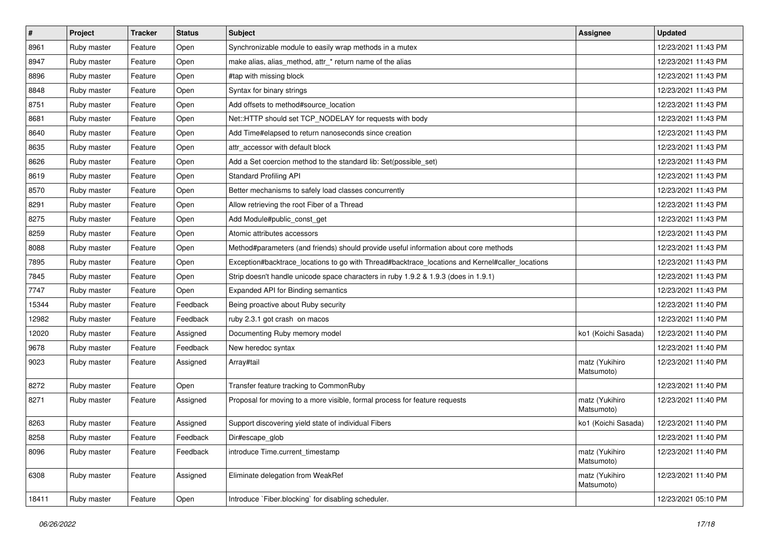| # | Project | Tracker | Status | Subject | Assignee | Updated |
| --- | --- | --- | --- | --- | --- | --- |
| 8961 | Ruby master | Feature | Open | Synchronizable module to easily wrap methods in a mutex | | 12/23/2021 11:43 PM |
| 8947 | Ruby master | Feature | Open | make alias, alias_method, attr_* return name of the alias | | 12/23/2021 11:43 PM |
| 8896 | Ruby master | Feature | Open | #tap with missing block | | 12/23/2021 11:43 PM |
| 8848 | Ruby master | Feature | Open | Syntax for binary strings | | 12/23/2021 11:43 PM |
| 8751 | Ruby master | Feature | Open | Add offsets to method#source_location | | 12/23/2021 11:43 PM |
| 8681 | Ruby master | Feature | Open | Net::HTTP should set TCP_NODELAY for requests with body | | 12/23/2021 11:43 PM |
| 8640 | Ruby master | Feature | Open | Add Time#elapsed to return nanoseconds since creation | | 12/23/2021 11:43 PM |
| 8635 | Ruby master | Feature | Open | attr_accessor with default block | | 12/23/2021 11:43 PM |
| 8626 | Ruby master | Feature | Open | Add a Set coercion method to the standard lib: Set(possible_set) | | 12/23/2021 11:43 PM |
| 8619 | Ruby master | Feature | Open | Standard Profiling API | | 12/23/2021 11:43 PM |
| 8570 | Ruby master | Feature | Open | Better mechanisms to safely load classes concurrently | | 12/23/2021 11:43 PM |
| 8291 | Ruby master | Feature | Open | Allow retrieving the root Fiber of a Thread | | 12/23/2021 11:43 PM |
| 8275 | Ruby master | Feature | Open | Add Module#public_const_get | | 12/23/2021 11:43 PM |
| 8259 | Ruby master | Feature | Open | Atomic attributes accessors | | 12/23/2021 11:43 PM |
| 8088 | Ruby master | Feature | Open | Method#parameters (and friends) should provide useful information about core methods | | 12/23/2021 11:43 PM |
| 7895 | Ruby master | Feature | Open | Exception#backtrace_locations to go with Thread#backtrace_locations and Kernel#caller_locations | | 12/23/2021 11:43 PM |
| 7845 | Ruby master | Feature | Open | Strip doesn't handle unicode space characters in ruby 1.9.2 & 1.9.3 (does in 1.9.1) | | 12/23/2021 11:43 PM |
| 7747 | Ruby master | Feature | Open | Expanded API for Binding semantics | | 12/23/2021 11:43 PM |
| 15344 | Ruby master | Feature | Feedback | Being proactive about Ruby security | | 12/23/2021 11:40 PM |
| 12982 | Ruby master | Feature | Feedback | ruby 2.3.1 got crash on macos | | 12/23/2021 11:40 PM |
| 12020 | Ruby master | Feature | Assigned | Documenting Ruby memory model | ko1 (Koichi Sasada) | 12/23/2021 11:40 PM |
| 9678 | Ruby master | Feature | Feedback | New heredoc syntax | | 12/23/2021 11:40 PM |
| 9023 | Ruby master | Feature | Assigned | Array#tail | matz (Yukihiro Matsumoto) | 12/23/2021 11:40 PM |
| 8272 | Ruby master | Feature | Open | Transfer feature tracking to CommonRuby | | 12/23/2021 11:40 PM |
| 8271 | Ruby master | Feature | Assigned | Proposal for moving to a more visible, formal process for feature requests | matz (Yukihiro Matsumoto) | 12/23/2021 11:40 PM |
| 8263 | Ruby master | Feature | Assigned | Support discovering yield state of individual Fibers | ko1 (Koichi Sasada) | 12/23/2021 11:40 PM |
| 8258 | Ruby master | Feature | Feedback | Dir#escape_glob | | 12/23/2021 11:40 PM |
| 8096 | Ruby master | Feature | Feedback | introduce Time.current_timestamp | matz (Yukihiro Matsumoto) | 12/23/2021 11:40 PM |
| 6308 | Ruby master | Feature | Assigned | Eliminate delegation from WeakRef | matz (Yukihiro Matsumoto) | 12/23/2021 11:40 PM |
| 18411 | Ruby master | Feature | Open | Introduce `Fiber.blocking` for disabling scheduler. | | 12/23/2021 05:10 PM |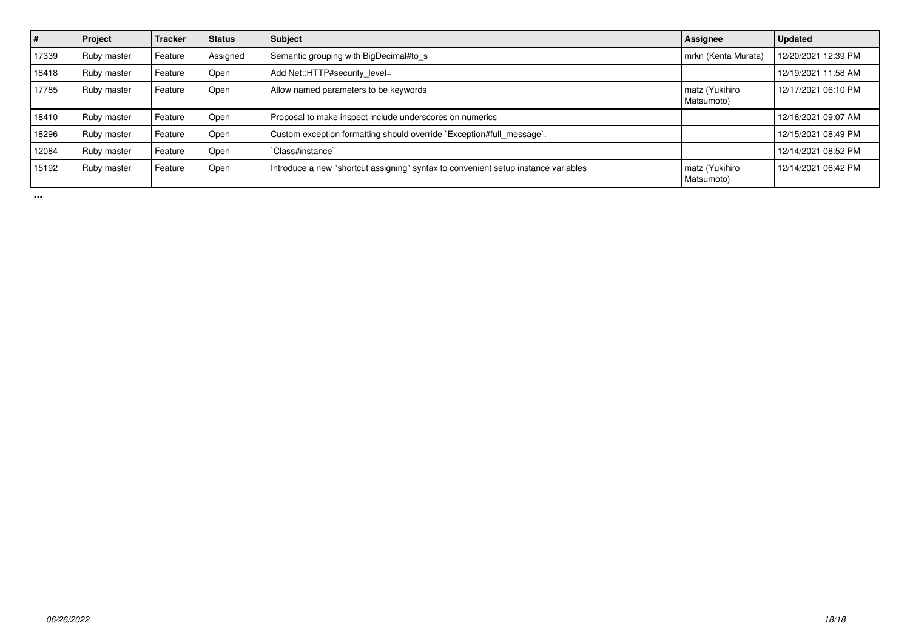| # | Project | Tracker | Status | Subject | Assignee | Updated |
|---|---|---|---|---|---|---|
| 17339 | Ruby master | Feature | Assigned | Semantic grouping with BigDecimal#to_s | mrkn (Kenta Murata) | 12/20/2021 12:39 PM |
| 18418 | Ruby master | Feature | Open | Add Net::HTTP#security_level= | | 12/19/2021 11:58 AM |
| 17785 | Ruby master | Feature | Open | Allow named parameters to be keywords | matz (Yukihiro Matsumoto) | 12/17/2021 06:10 PM |
| 18410 | Ruby master | Feature | Open | Proposal to make inspect include underscores on numerics | | 12/16/2021 09:07 AM |
| 18296 | Ruby master | Feature | Open | Custom exception formatting should override `Exception#full_message`. | | 12/15/2021 08:49 PM |
| 12084 | Ruby master | Feature | Open | `Class#instance` | | 12/14/2021 08:52 PM |
| 15192 | Ruby master | Feature | Open | Introduce a new "shortcut assigning" syntax to convenient setup instance variables | matz (Yukihiro Matsumoto) | 12/14/2021 06:42 PM |

...